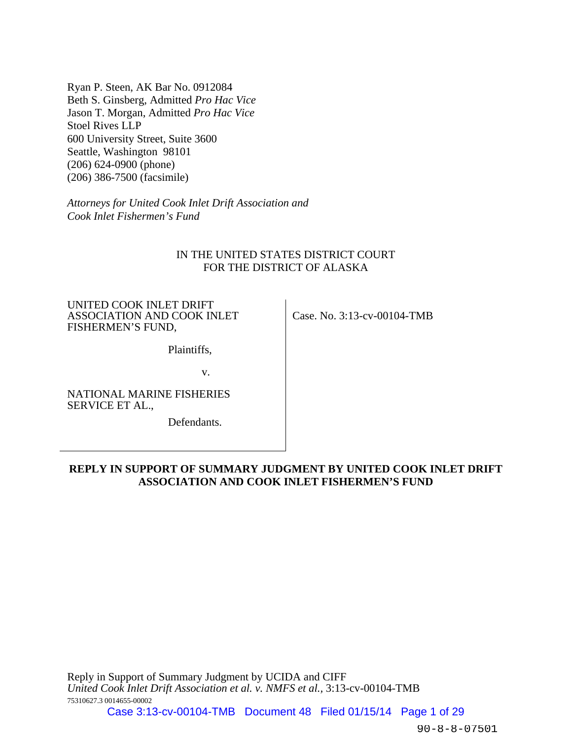Ryan P. Steen, AK Bar No. 0912084
Beth S. Ginsberg, Admitted *Pro Hac Vice*
Jason T. Morgan, Admitted *Pro Hac Vice*
Stoel Rives LLP
600 University Street, Suite 3600
Seattle, Washington 98101
(206) 624-0900 (phone)
(206) 386-7500 (facsimile)

*Attorneys for United Cook Inlet Drift Association and Cook Inlet Fishermen's Fund*

IN THE UNITED STATES DISTRICT COURT
FOR THE DISTRICT OF ALASKA

UNITED COOK INLET DRIFT ASSOCIATION AND COOK INLET FISHERMEN'S FUND,

Plaintiffs,

v.

NATIONAL MARINE FISHERIES SERVICE ET AL.,

Defendants.

Case. No. 3:13-cv-00104-TMB

**REPLY IN SUPPORT OF SUMMARY JUDGMENT BY UNITED COOK INLET DRIFT ASSOCIATION AND COOK INLET FISHERMEN'S FUND**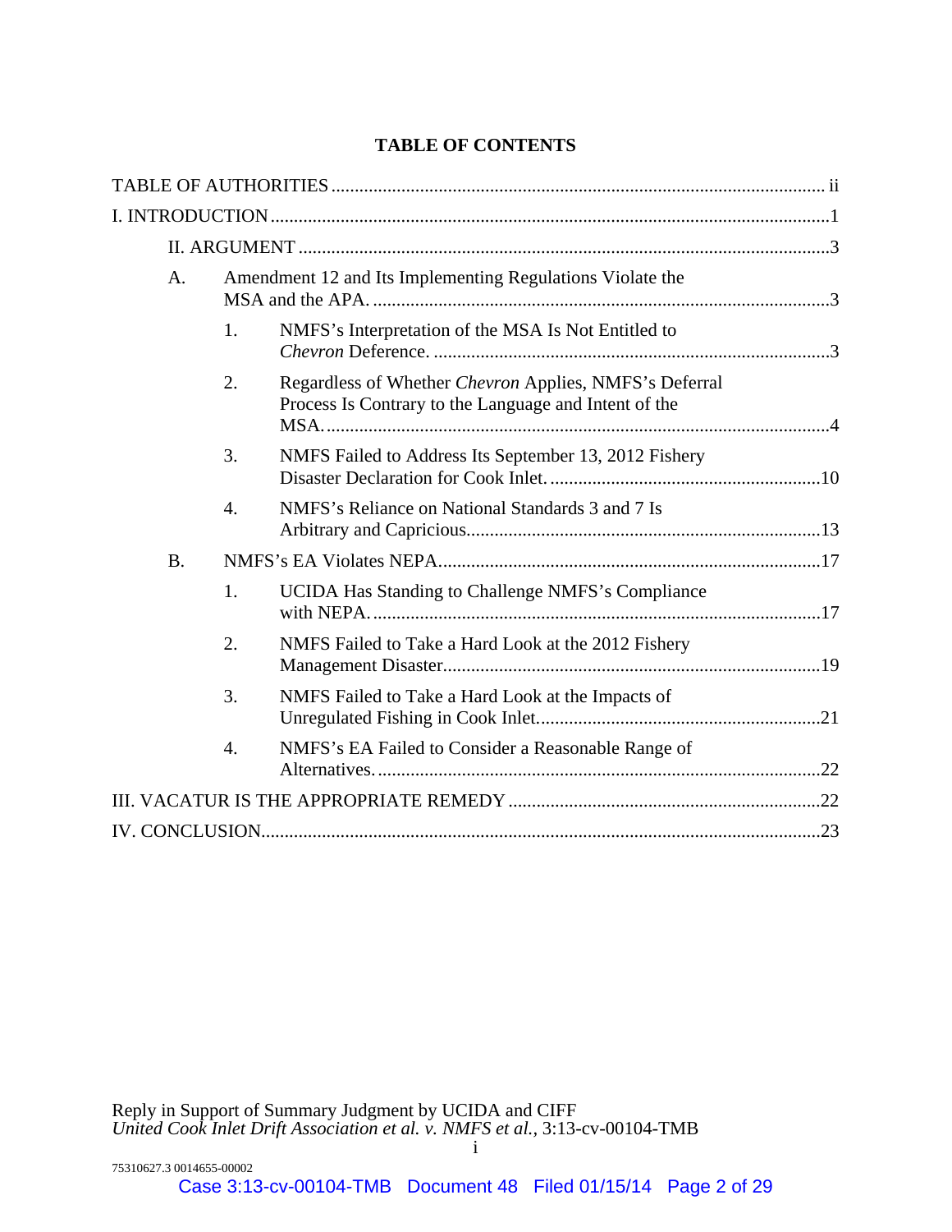## TABLE OF CONTENTS

TABLE OF AUTHORITIES ........................................................................................................ ii

I. INTRODUCTION ...................................................................................................................1

II. ARGUMENT ...........................................................................................................................3

- A. Amendment 12 and Its Implementing Regulations Violate the MSA and the APA. ................................................................................................3
  - 1. NMFS's Interpretation of the MSA Is Not Entitled to *Chevron* Deference. ....................................................................................3
  - 2. Regardless of Whether *Chevron* Applies, NMFS's Deferral Process Is Contrary to the Language and Intent of the MSA. ..........................................................................................................4
  - 3. NMFS Failed to Address Its September 13, 2012 Fishery Disaster Declaration for Cook Inlet. ..........................................................10
  - 4. NMFS's Reliance on National Standards 3 and 7 Is Arbitrary and Capricious...........................................................................13
- B. NMFS's EA Violates NEPA.................................................................................17
  - 1. UCIDA Has Standing to Challenge NMFS's Compliance with NEPA. ...............................................................................................17
  - 2. NMFS Failed to Take a Hard Look at the 2012 Fishery Management Disaster................................................................................19
  - 3. NMFS Failed to Take a Hard Look at the Impacts of Unregulated Fishing in Cook Inlet............................................................21
  - 4. NMFS's EA Failed to Consider a Reasonable Range of Alternatives. ..............................................................................................22

III. VACATUR IS THE APPROPRIATE REMEDY ..................................................................22

IV. CONCLUSION.......................................................................................................................23

Reply in Support of Summary Judgment by UCIDA and CIFF
*United Cook Inlet Drift Association et al. v. NMFS et al.*, 3:13-cv-00104-TMB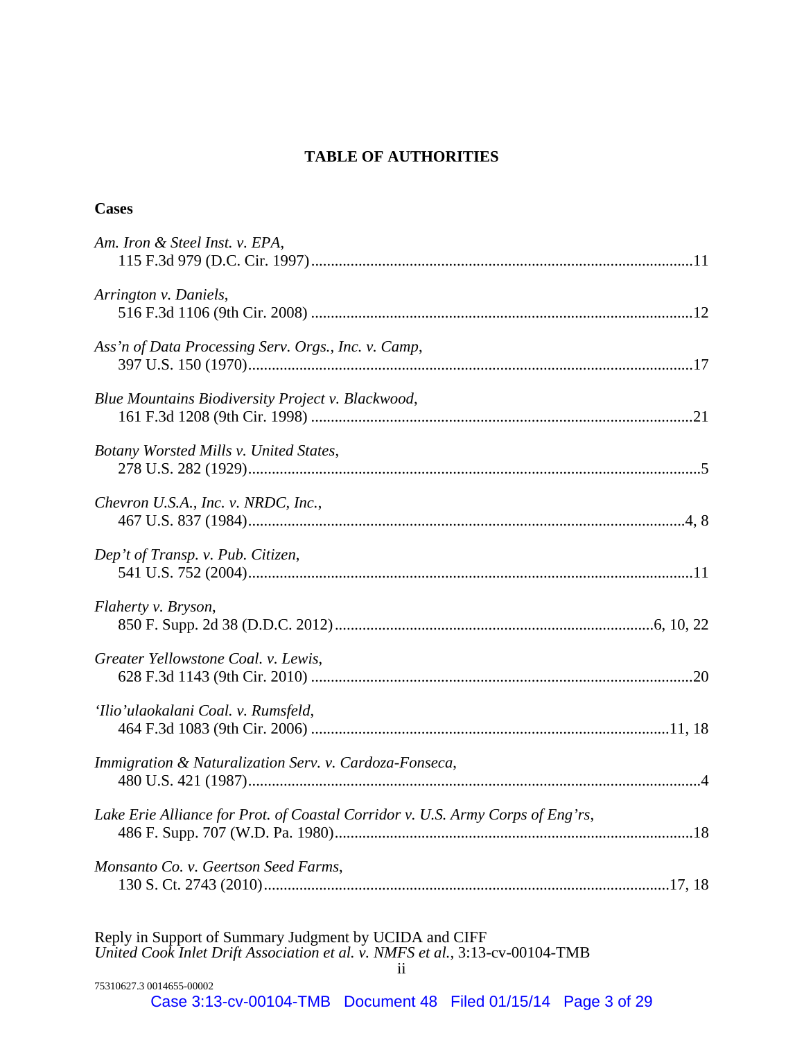# TABLE OF AUTHORITIES

## Cases

*Am. Iron & Steel Inst. v. EPA*,
115 F.3d 979 (D.C. Cir. 1997)....................11

*Arrington v. Daniels*,
516 F.3d 1106 (9th Cir. 2008)....................12

*Ass'n of Data Processing Serv. Orgs., Inc. v. Camp*,
397 U.S. 150 (1970)....................17

*Blue Mountains Biodiversity Project v. Blackwood*,
161 F.3d 1208 (9th Cir. 1998)....................21

*Botany Worsted Mills v. United States*,
278 U.S. 282 (1929)....................5

*Chevron U.S.A., Inc. v. NRDC, Inc.*,
467 U.S. 837 (1984)....................4, 8

*Dep't of Transp. v. Pub. Citizen*,
541 U.S. 752 (2004)....................11

*Flaherty v. Bryson*,
850 F. Supp. 2d 38 (D.D.C. 2012)....................6, 10, 22

*Greater Yellowstone Coal. v. Lewis*,
628 F.3d 1143 (9th Cir. 2010)....................20

*'Ilio'ulaokalani Coal. v. Rumsfeld*,
464 F.3d 1083 (9th Cir. 2006)....................11, 18

*Immigration & Naturalization Serv. v. Cardoza-Fonseca*,
480 U.S. 421 (1987)....................4

*Lake Erie Alliance for Prot. of Coastal Corridor v. U.S. Army Corps of Eng'rs*,
486 F. Supp. 707 (W.D. Pa. 1980)....................18

*Monsanto Co. v. Geertson Seed Farms*,
130 S. Ct. 2743 (2010)....................17, 18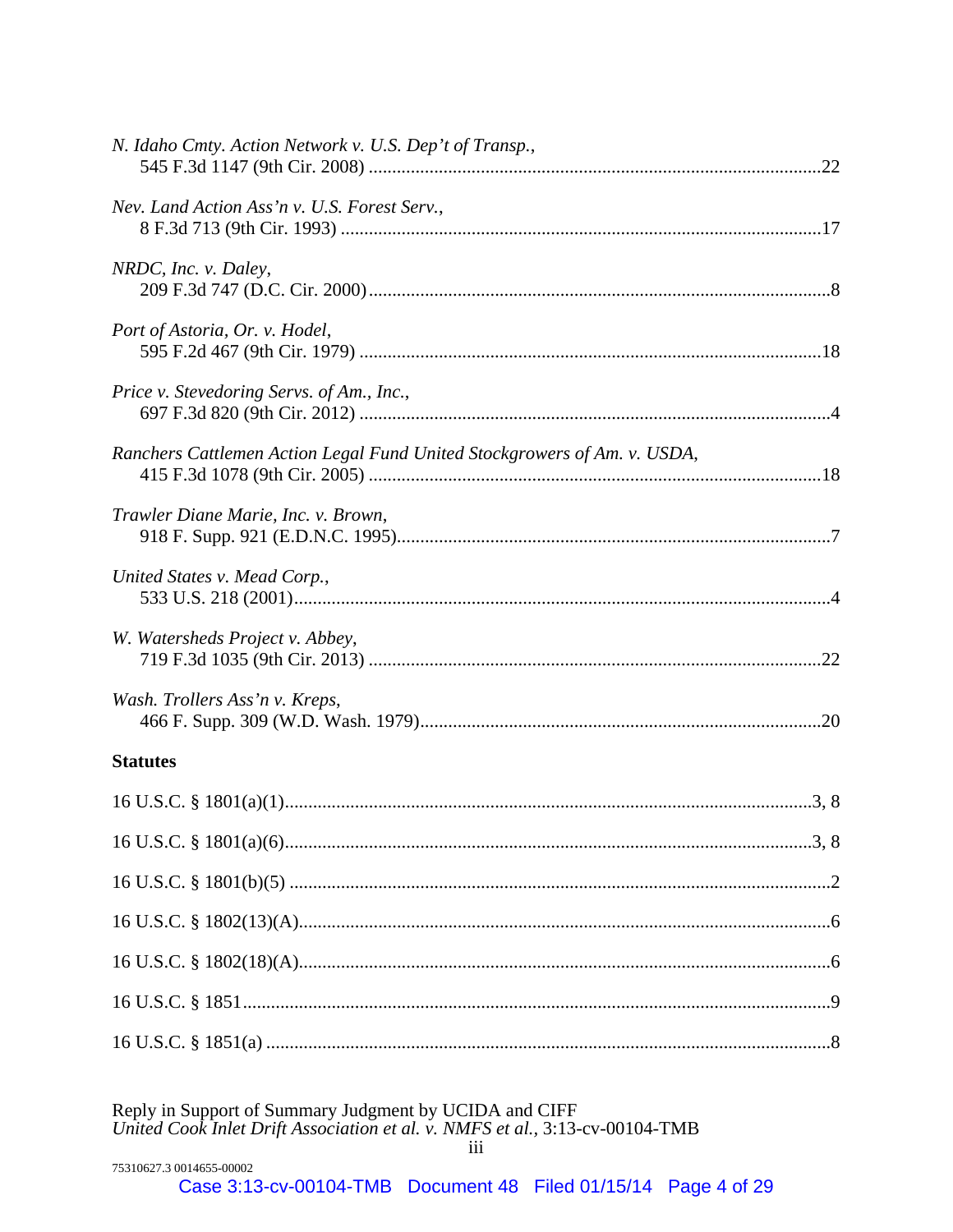*N. Idaho Cmty. Action Network v. U.S. Dep't of Transp.*,
545 F.3d 1147 (9th Cir. 2008) .....22

*Nev. Land Action Ass'n v. U.S. Forest Serv.*,
8 F.3d 713 (9th Cir. 1993) .....17

*NRDC, Inc. v. Daley*,
209 F.3d 747 (D.C. Cir. 2000) .....8

*Port of Astoria, Or. v. Hodel*,
595 F.2d 467 (9th Cir. 1979) .....18

*Price v. Stevedoring Servs. of Am., Inc.*,
697 F.3d 820 (9th Cir. 2012) .....4

*Ranchers Cattlemen Action Legal Fund United Stockgrowers of Am. v. USDA*,
415 F.3d 1078 (9th Cir. 2005) .....18

*Trawler Diane Marie, Inc. v. Brown*,
918 F. Supp. 921 (E.D.N.C. 1995) .....7

*United States v. Mead Corp.*,
533 U.S. 218 (2001) .....4

*W. Watersheds Project v. Abbey*,
719 F.3d 1035 (9th Cir. 2013) .....22

*Wash. Trollers Ass'n v. Kreps*,
466 F. Supp. 309 (W.D. Wash. 1979) .....20

**Statutes**

16 U.S.C. § 1801(a)(1) .....3, 8

16 U.S.C. § 1801(a)(6) .....3, 8

16 U.S.C. § 1801(b)(5) .....2

16 U.S.C. § 1802(13)(A) .....6

16 U.S.C. § 1802(18)(A) .....6

16 U.S.C. § 1851 .....9

16 U.S.C. § 1851(a) .....8

Reply in Support of Summary Judgment by UCIDA and CIFF
*United Cook Inlet Drift Association et al. v. NMFS et al.*, 3:13-cv-00104-TMB

75310627.3 0014655-00002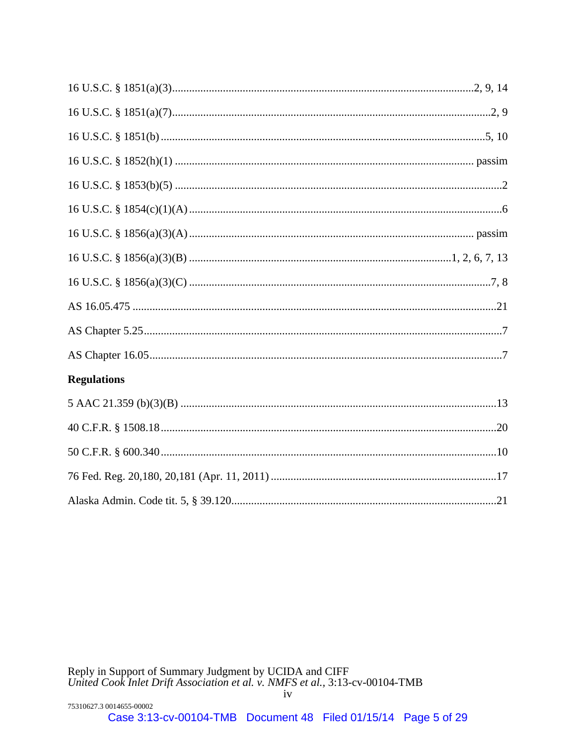16 U.S.C. § 1851(a)(3)..........................................................................................................2, 9, 14

16 U.S.C. § 1851(a)(7)................................................................................................................2, 9

16 U.S.C. § 1851(b)...................................................................................................................5, 10

16 U.S.C. § 1852(h)(1) ......................................................................................................... passim

16 U.S.C. § 1853(b)(5) ...................................................................................................................2

16 U.S.C. § 1854(c)(1)(A) ..............................................................................................................6

16 U.S.C. § 1856(a)(3)(A) ..................................................................................................... passim

16 U.S.C. § 1856(a)(3)(B) ............................................................................................1, 2, 6, 7, 13

16 U.S.C. § 1856(a)(3)(C) ...........................................................................................................7, 8

AS 16.05.475 ................................................................................................................................21

AS Chapter 5.25...............................................................................................................................7

AS Chapter 16.05.............................................................................................................................7

**Regulations**

5 AAC 21.359 (b)(3)(B) ................................................................................................................13

40 C.F.R. § 1508.18......................................................................................................................20

50 C.F.R. § 600.340......................................................................................................................10

76 Fed. Reg. 20,180, 20,181 (Apr. 11, 2011) ................................................................................17

Alaska Admin. Code tit. 5, § 39.120.............................................................................................21

Reply in Support of Summary Judgment by UCIDA and CIFF
*United Cook Inlet Drift Association et al. v. NMFS et al.*, 3:13-cv-00104-TMB

75310627.3 0014655-00002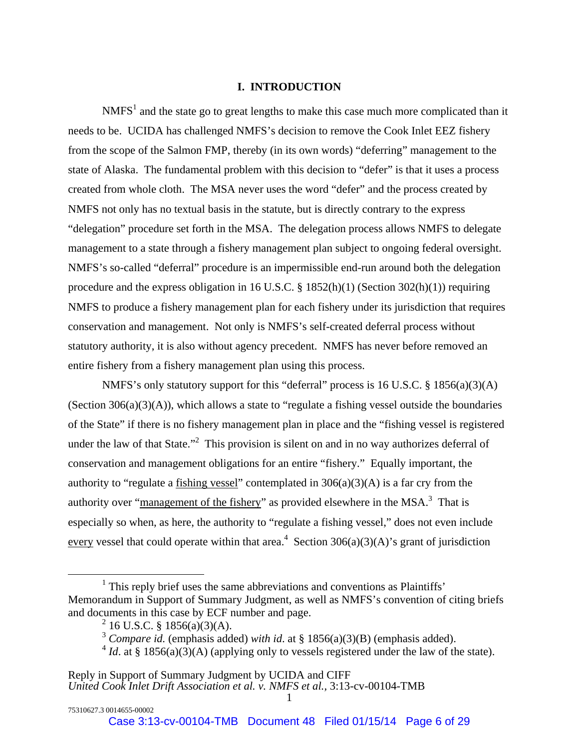# I. INTRODUCTION

NMFS[1] and the state go to great lengths to make this case much more complicated than it needs to be. UCIDA has challenged NMFS's decision to remove the Cook Inlet EEZ fishery from the scope of the Salmon FMP, thereby (in its own words) "deferring" management to the state of Alaska. The fundamental problem with this decision to "defer" is that it uses a process created from whole cloth. The MSA never uses the word "defer" and the process created by NMFS not only has no textual basis in the statute, but is directly contrary to the express "delegation" procedure set forth in the MSA. The delegation process allows NMFS to delegate management to a state through a fishery management plan subject to ongoing federal oversight. NMFS's so-called "deferral" procedure is an impermissible end-run around both the delegation procedure and the express obligation in 16 U.S.C. § 1852(h)(1) (Section 302(h)(1)) requiring NMFS to produce a fishery management plan for each fishery under its jurisdiction that requires conservation and management. Not only is NMFS's self-created deferral process without statutory authority, it is also without agency precedent. NMFS has never before removed an entire fishery from a fishery management plan using this process.

NMFS's only statutory support for this "deferral" process is 16 U.S.C. § 1856(a)(3)(A) (Section 306(a)(3)(A)), which allows a state to "regulate a fishing vessel outside the boundaries of the State" if there is no fishery management plan in place and the "fishing vessel is registered under the law of that State."[2] This provision is silent on and in no way authorizes deferral of conservation and management obligations for an entire "fishery." Equally important, the authority to "regulate a <u>fishing vessel</u>" contemplated in 306(a)(3)(A) is a far cry from the authority over "<u>management of the fishery</u>" as provided elsewhere in the MSA.[3] That is especially so when, as here, the authority to "regulate a fishing vessel," does not even include <u>every</u> vessel that could operate within that area.[4] Section 306(a)(3)(A)'s grant of jurisdiction

---

[1] This reply brief uses the same abbreviations and conventions as Plaintiffs' Memorandum in Support of Summary Judgment, as well as NMFS's convention of citing briefs and documents in this case by ECF number and page.

[2] 16 U.S.C. § 1856(a)(3)(A).

[3] *Compare id.* (emphasis added) *with id*. at § 1856(a)(3)(B) (emphasis added).

[4] *Id*. at § 1856(a)(3)(A) (applying only to vessels registered under the law of the state).

Reply in Support of Summary Judgment by UCIDA and CIFF
*United Cook Inlet Drift Association et al. v. NMFS et al.,* 3:13-cv-00104-TMB

75310627.3 0014655-00002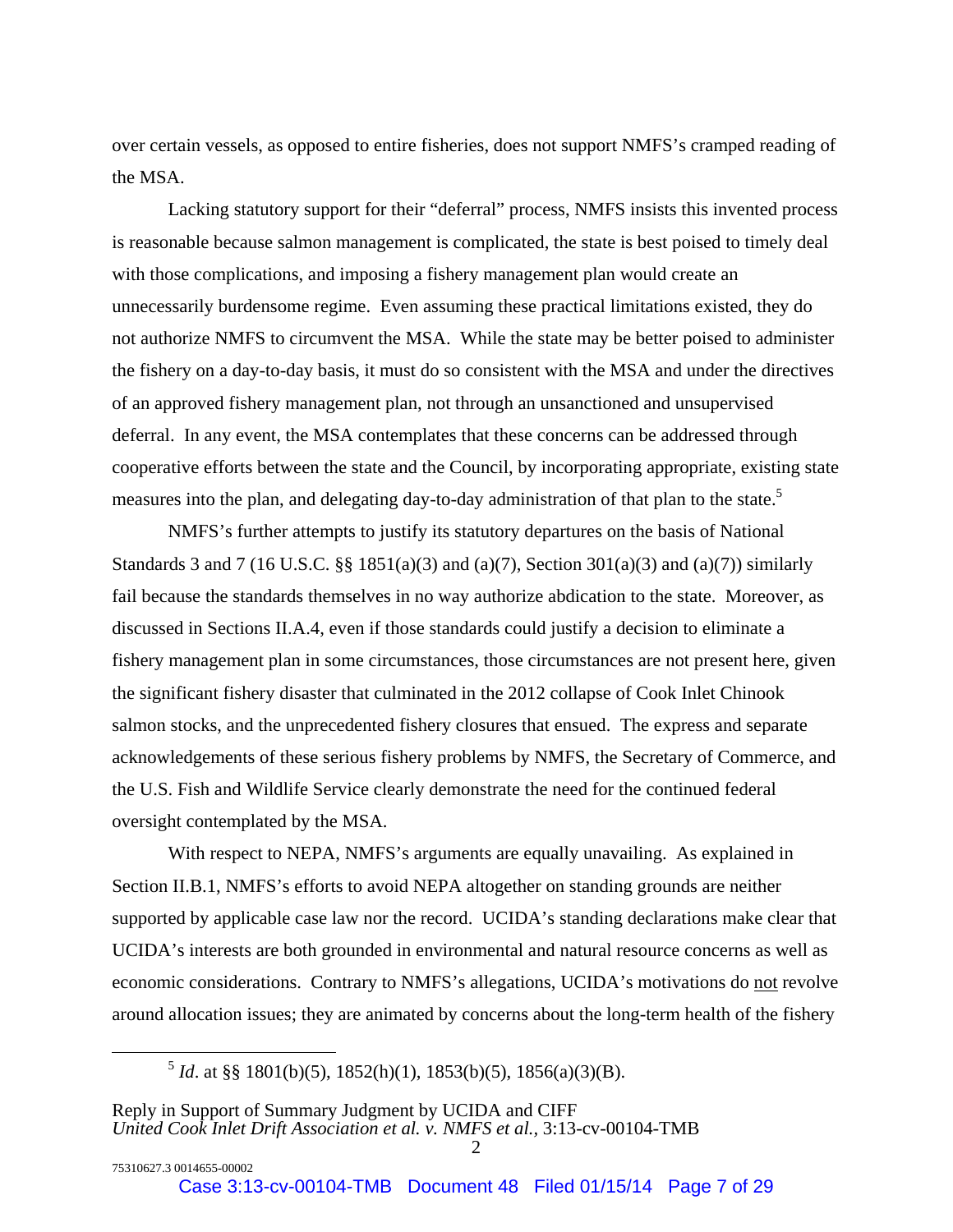over certain vessels, as opposed to entire fisheries, does not support NMFS's cramped reading of the MSA.

Lacking statutory support for their "deferral" process, NMFS insists this invented process is reasonable because salmon management is complicated, the state is best poised to timely deal with those complications, and imposing a fishery management plan would create an unnecessarily burdensome regime. Even assuming these practical limitations existed, they do not authorize NMFS to circumvent the MSA. While the state may be better poised to administer the fishery on a day-to-day basis, it must do so consistent with the MSA and under the directives of an approved fishery management plan, not through an unsanctioned and unsupervised deferral. In any event, the MSA contemplates that these concerns can be addressed through cooperative efforts between the state and the Council, by incorporating appropriate, existing state measures into the plan, and delegating day-to-day administration of that plan to the state.[5]

NMFS's further attempts to justify its statutory departures on the basis of National Standards 3 and 7 (16 U.S.C. §§ 1851(a)(3) and (a)(7), Section 301(a)(3) and (a)(7)) similarly fail because the standards themselves in no way authorize abdication to the state. Moreover, as discussed in Sections II.A.4, even if those standards could justify a decision to eliminate a fishery management plan in some circumstances, those circumstances are not present here, given the significant fishery disaster that culminated in the 2012 collapse of Cook Inlet Chinook salmon stocks, and the unprecedented fishery closures that ensued. The express and separate acknowledgements of these serious fishery problems by NMFS, the Secretary of Commerce, and the U.S. Fish and Wildlife Service clearly demonstrate the need for the continued federal oversight contemplated by the MSA.

With respect to NEPA, NMFS's arguments are equally unavailing. As explained in Section II.B.1, NMFS's efforts to avoid NEPA altogether on standing grounds are neither supported by applicable case law nor the record. UCIDA's standing declarations make clear that UCIDA's interests are both grounded in environmental and natural resource concerns as well as economic considerations. Contrary to NMFS's allegations, UCIDA's motivations do not revolve around allocation issues; they are animated by concerns about the long-term health of the fishery

---

[5] *Id*. at §§ 1801(b)(5), 1852(h)(1), 1853(b)(5), 1856(a)(3)(B).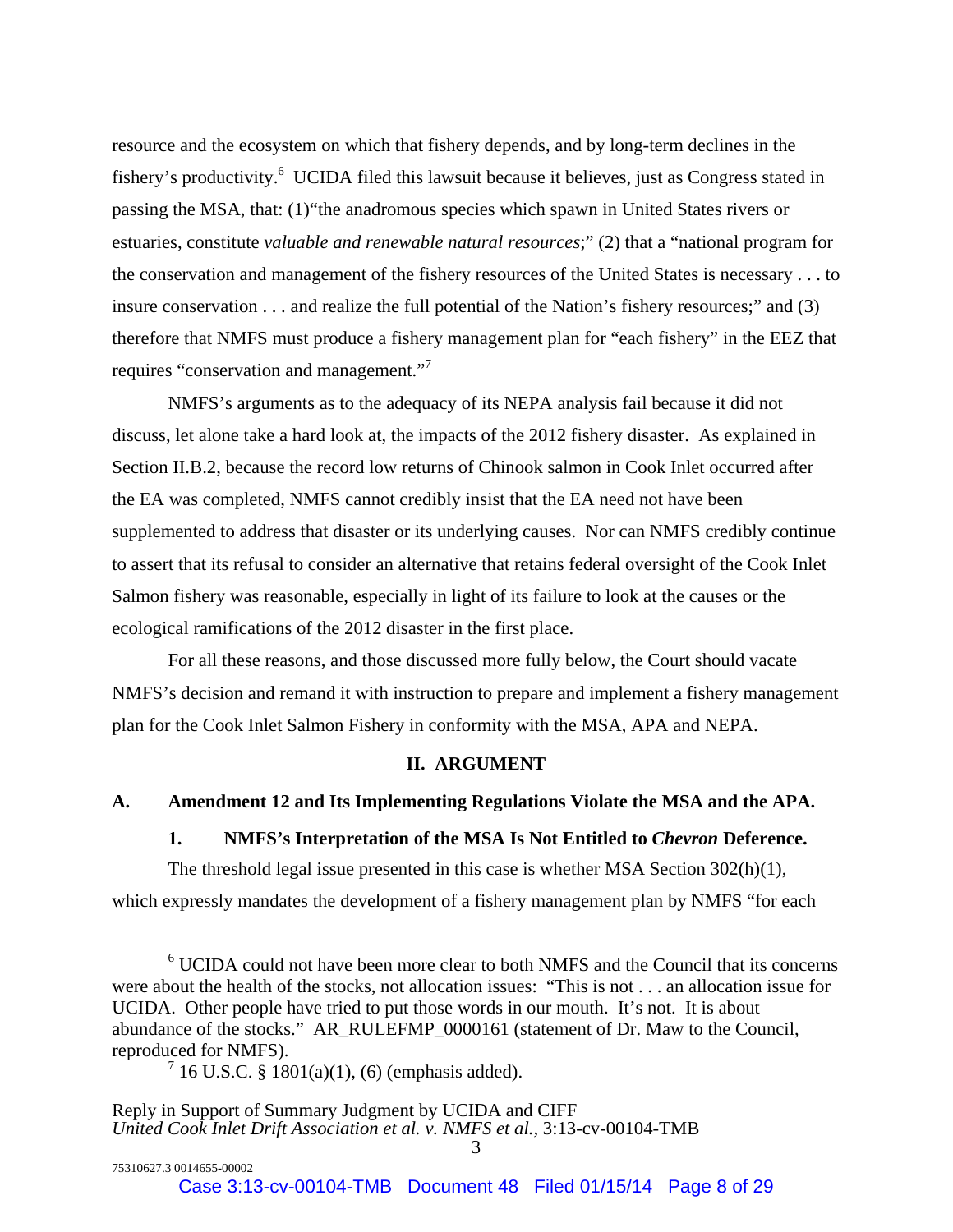resource and the ecosystem on which that fishery depends, and by long-term declines in the fishery's productivity.[6] UCIDA filed this lawsuit because it believes, just as Congress stated in passing the MSA, that: (1)"the anadromous species which spawn in United States rivers or estuaries, constitute *valuable and renewable natural resources*;" (2) that a "national program for the conservation and management of the fishery resources of the United States is necessary . . . to insure conservation . . . and realize the full potential of the Nation's fishery resources;" and (3) therefore that NMFS must produce a fishery management plan for "each fishery" in the EEZ that requires "conservation and management."[7]

NMFS's arguments as to the adequacy of its NEPA analysis fail because it did not discuss, let alone take a hard look at, the impacts of the 2012 fishery disaster. As explained in Section II.B.2, because the record low returns of Chinook salmon in Cook Inlet occurred <u>after</u> the EA was completed, NMFS <u>cannot</u> credibly insist that the EA need not have been supplemented to address that disaster or its underlying causes. Nor can NMFS credibly continue to assert that its refusal to consider an alternative that retains federal oversight of the Cook Inlet Salmon fishery was reasonable, especially in light of its failure to look at the causes or the ecological ramifications of the 2012 disaster in the first place.

For all these reasons, and those discussed more fully below, the Court should vacate NMFS's decision and remand it with instruction to prepare and implement a fishery management plan for the Cook Inlet Salmon Fishery in conformity with the MSA, APA and NEPA.

## II. ARGUMENT

### A. Amendment 12 and Its Implementing Regulations Violate the MSA and the APA.

#### 1. NMFS's Interpretation of the MSA Is Not Entitled to *Chevron* Deference.

The threshold legal issue presented in this case is whether MSA Section 302(h)(1), which expressly mandates the development of a fishery management plan by NMFS "for each

---

[6] UCIDA could not have been more clear to both NMFS and the Council that its concerns were about the health of the stocks, not allocation issues: "This is not . . . an allocation issue for UCIDA. Other people have tried to put those words in our mouth. It's not. It is about abundance of the stocks." AR_RULEFMP_0000161 (statement of Dr. Maw to the Council, reproduced for NMFS).

[7] 16 U.S.C. § 1801(a)(1), (6) (emphasis added).

Reply in Support of Summary Judgment by UCIDA and CIFF
*United Cook Inlet Drift Association et al. v. NMFS et al.*, 3:13-cv-00104-TMB

75310627.3 0014655-00002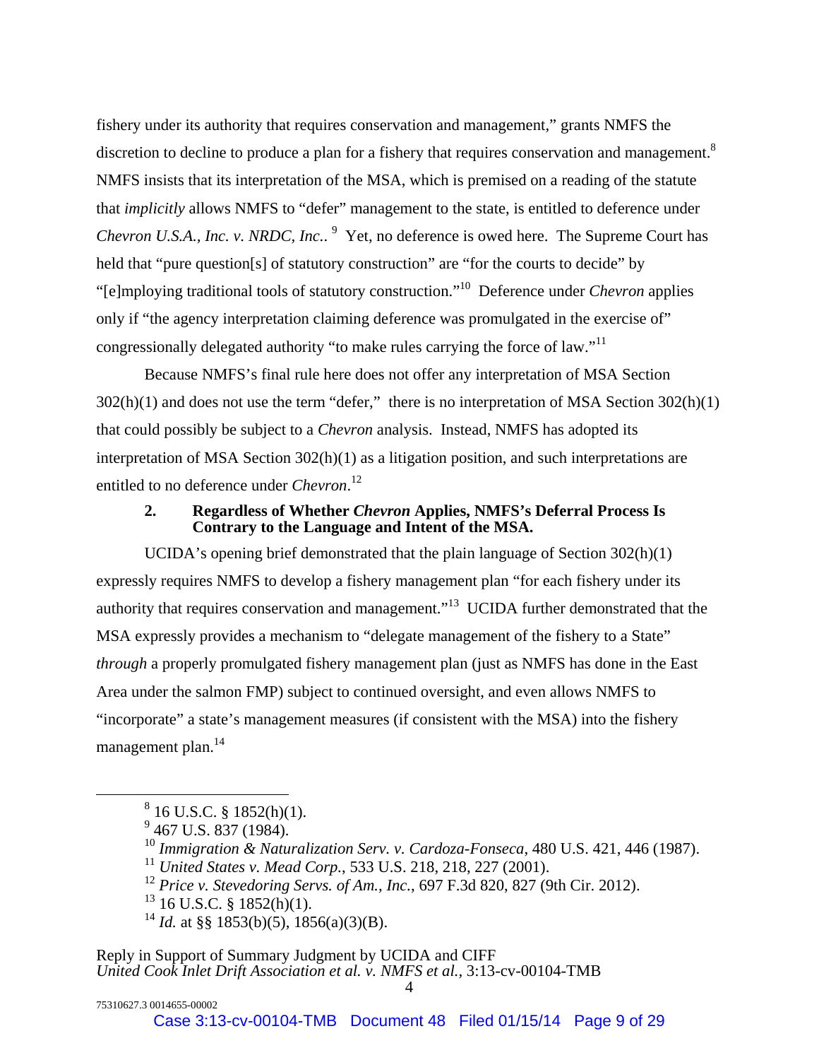fishery under its authority that requires conservation and management," grants NMFS the discretion to decline to produce a plan for a fishery that requires conservation and management.[8] NMFS insists that its interpretation of the MSA, which is premised on a reading of the statute that *implicitly* allows NMFS to "defer" management to the state, is entitled to deference under *Chevron U.S.A., Inc. v. NRDC, Inc.*.[9] Yet, no deference is owed here. The Supreme Court has held that "pure question[s] of statutory construction" are "for the courts to decide" by "[e]mploying traditional tools of statutory construction."[10] Deference under *Chevron* applies only if "the agency interpretation claiming deference was promulgated in the exercise of" congressionally delegated authority "to make rules carrying the force of law."[11]

Because NMFS's final rule here does not offer any interpretation of MSA Section 302(h)(1) and does not use the term "defer," there is no interpretation of MSA Section 302(h)(1) that could possibly be subject to a *Chevron* analysis. Instead, NMFS has adopted its interpretation of MSA Section 302(h)(1) as a litigation position, and such interpretations are entitled to no deference under *Chevron*.[12]

### 2. Regardless of Whether *Chevron* Applies, NMFS's Deferral Process Is Contrary to the Language and Intent of the MSA.

UCIDA's opening brief demonstrated that the plain language of Section 302(h)(1) expressly requires NMFS to develop a fishery management plan "for each fishery under its authority that requires conservation and management."[13] UCIDA further demonstrated that the MSA expressly provides a mechanism to "delegate management of the fishery to a State" *through* a properly promulgated fishery management plan (just as NMFS has done in the East Area under the salmon FMP) subject to continued oversight, and even allows NMFS to "incorporate" a state's management measures (if consistent with the MSA) into the fishery management plan.[14]

---

[8] 16 U.S.C. § 1852(h)(1).

[9] 467 U.S. 837 (1984).

[10] *Immigration & Naturalization Serv. v. Cardoza-Fonseca*, 480 U.S. 421, 446 (1987).

[11] *United States v. Mead Corp.*, 533 U.S. 218, 218, 227 (2001).

[12] *Price v. Stevedoring Servs. of Am., Inc.*, 697 F.3d 820, 827 (9th Cir. 2012).

[13] 16 U.S.C. § 1852(h)(1).

[14] *Id.* at §§ 1853(b)(5), 1856(a)(3)(B).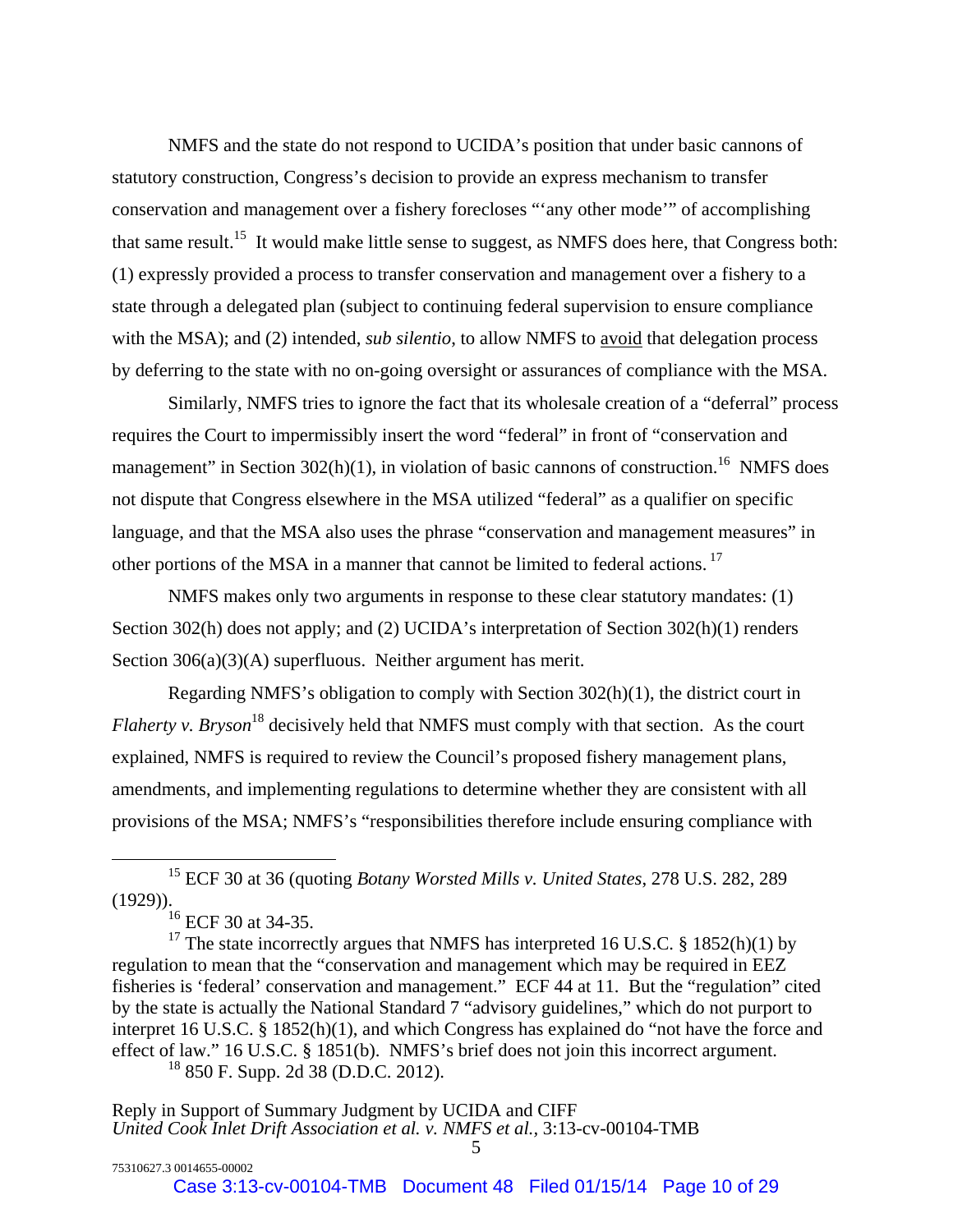NMFS and the state do not respond to UCIDA's position that under basic cannons of statutory construction, Congress's decision to provide an express mechanism to transfer conservation and management over a fishery forecloses "'any other mode'" of accomplishing that same result.[15] It would make little sense to suggest, as NMFS does here, that Congress both: (1) expressly provided a process to transfer conservation and management over a fishery to a state through a delegated plan (subject to continuing federal supervision to ensure compliance with the MSA); and (2) intended, *sub silentio*, to allow NMFS to avoid that delegation process by deferring to the state with no on-going oversight or assurances of compliance with the MSA.

Similarly, NMFS tries to ignore the fact that its wholesale creation of a "deferral" process requires the Court to impermissibly insert the word "federal" in front of "conservation and management" in Section 302(h)(1), in violation of basic cannons of construction.[16] NMFS does not dispute that Congress elsewhere in the MSA utilized "federal" as a qualifier on specific language, and that the MSA also uses the phrase "conservation and management measures" in other portions of the MSA in a manner that cannot be limited to federal actions.[17]

NMFS makes only two arguments in response to these clear statutory mandates: (1) Section 302(h) does not apply; and (2) UCIDA's interpretation of Section 302(h)(1) renders Section 306(a)(3)(A) superfluous. Neither argument has merit.

Regarding NMFS's obligation to comply with Section 302(h)(1), the district court in *Flaherty v. Bryson*[18] decisively held that NMFS must comply with that section. As the court explained, NMFS is required to review the Council's proposed fishery management plans, amendments, and implementing regulations to determine whether they are consistent with all provisions of the MSA; NMFS's "responsibilities therefore include ensuring compliance with

---

[15] ECF 30 at 36 (quoting *Botany Worsted Mills v. United States*, 278 U.S. 282, 289 (1929)).

[16] ECF 30 at 34-35.

[17] The state incorrectly argues that NMFS has interpreted 16 U.S.C. § 1852(h)(1) by regulation to mean that the "conservation and management which may be required in EEZ fisheries is 'federal' conservation and management." ECF 44 at 11. But the "regulation" cited by the state is actually the National Standard 7 "advisory guidelines," which do not purport to interpret 16 U.S.C. § 1852(h)(1), and which Congress has explained do "not have the force and effect of law." 16 U.S.C. § 1851(b). NMFS's brief does not join this incorrect argument.

[18] 850 F. Supp. 2d 38 (D.D.C. 2012).

Reply in Support of Summary Judgment by UCIDA and CIFF
*United Cook Inlet Drift Association et al. v. NMFS et al.*, 3:13-cv-00104-TMB

75310627.3 0014655-00002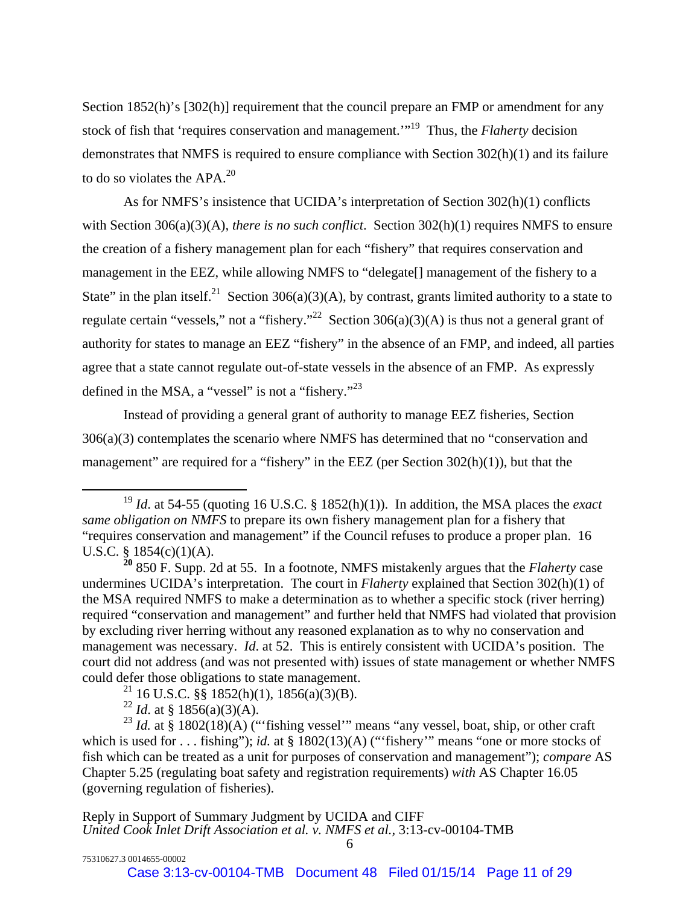Section 1852(h)'s [302(h)] requirement that the council prepare an FMP or amendment for any stock of fish that 'requires conservation and management.'"[19] Thus, the *Flaherty* decision demonstrates that NMFS is required to ensure compliance with Section 302(h)(1) and its failure to do so violates the APA.[20]

As for NMFS's insistence that UCIDA's interpretation of Section 302(h)(1) conflicts with Section 306(a)(3)(A), *there is no such conflict*. Section 302(h)(1) requires NMFS to ensure the creation of a fishery management plan for each "fishery" that requires conservation and management in the EEZ, while allowing NMFS to "delegate[] management of the fishery to a State" in the plan itself.[21] Section 306(a)(3)(A), by contrast, grants limited authority to a state to regulate certain "vessels," not a "fishery."[22] Section 306(a)(3)(A) is thus not a general grant of authority for states to manage an EEZ "fishery" in the absence of an FMP, and indeed, all parties agree that a state cannot regulate out-of-state vessels in the absence of an FMP. As expressly defined in the MSA, a "vessel" is not a "fishery."[23]

Instead of providing a general grant of authority to manage EEZ fisheries, Section 306(a)(3) contemplates the scenario where NMFS has determined that no "conservation and management" are required for a "fishery" in the EEZ (per Section 302(h)(1)), but that the

---

[19] *Id*. at 54-55 (quoting 16 U.S.C. § 1852(h)(1)). In addition, the MSA places the *exact same obligation on NMFS* to prepare its own fishery management plan for a fishery that "requires conservation and management" if the Council refuses to produce a proper plan. 16 U.S.C. § 1854(c)(1)(A).

[20] 850 F. Supp. 2d at 55. In a footnote, NMFS mistakenly argues that the *Flaherty* case undermines UCIDA's interpretation. The court in *Flaherty* explained that Section 302(h)(1) of the MSA required NMFS to make a determination as to whether a specific stock (river herring) required "conservation and management" and further held that NMFS had violated that provision by excluding river herring without any reasoned explanation as to why no conservation and management was necessary. *Id*. at 52. This is entirely consistent with UCIDA's position. The court did not address (and was not presented with) issues of state management or whether NMFS could defer those obligations to state management.

[21] 16 U.S.C. §§ 1852(h)(1), 1856(a)(3)(B).

[22] *Id*. at § 1856(a)(3)(A).

[23] *Id.* at § 1802(18)(A) ("'fishing vessel'" means "any vessel, boat, ship, or other craft which is used for . . . fishing"); *id.* at § 1802(13)(A) ("'fishery'" means "one or more stocks of fish which can be treated as a unit for purposes of conservation and management"); *compare* AS Chapter 5.25 (regulating boat safety and registration requirements) *with* AS Chapter 16.05 (governing regulation of fisheries).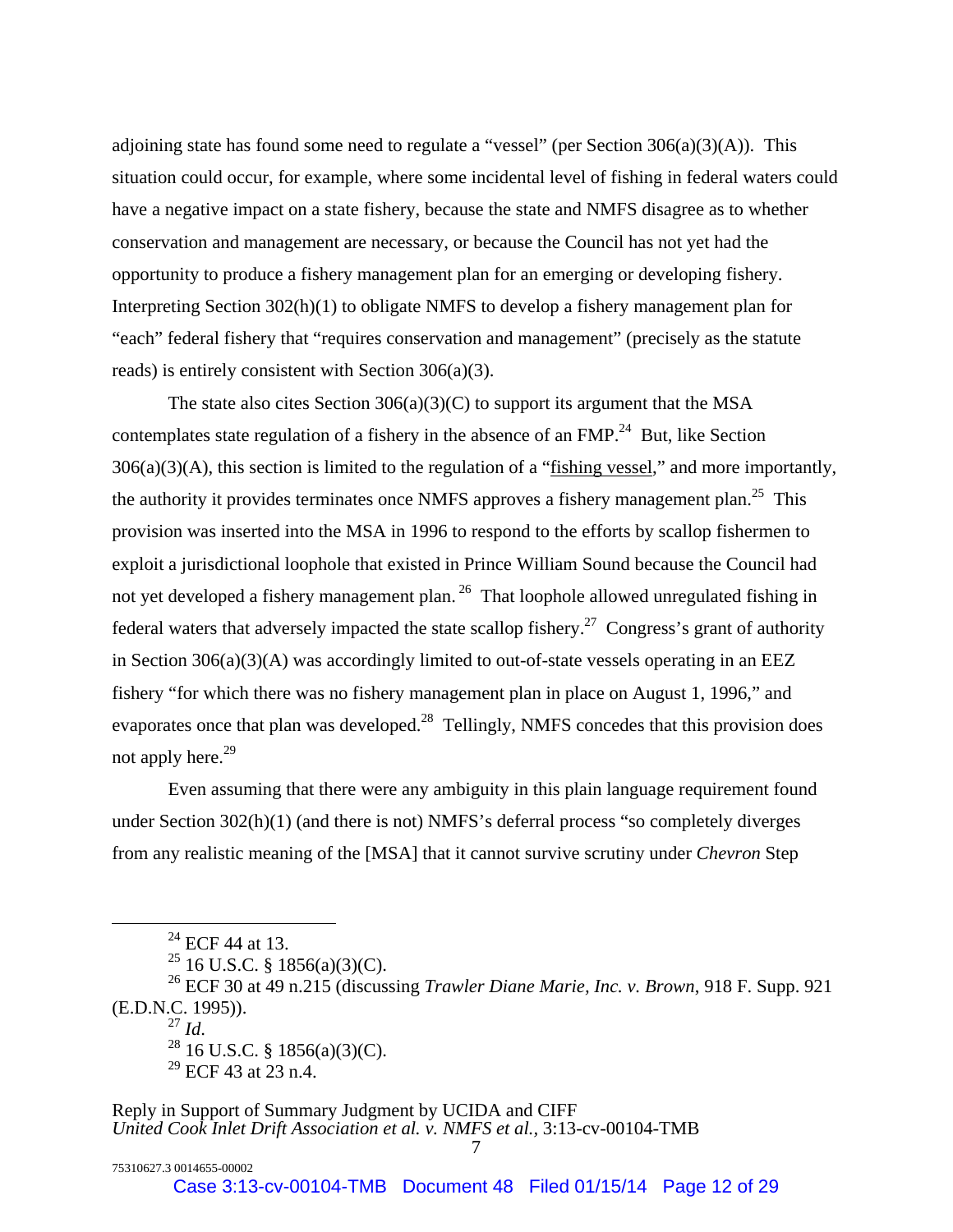adjoining state has found some need to regulate a "vessel" (per Section 306(a)(3)(A)). This situation could occur, for example, where some incidental level of fishing in federal waters could have a negative impact on a state fishery, because the state and NMFS disagree as to whether conservation and management are necessary, or because the Council has not yet had the opportunity to produce a fishery management plan for an emerging or developing fishery. Interpreting Section 302(h)(1) to obligate NMFS to develop a fishery management plan for "each" federal fishery that "requires conservation and management" (precisely as the statute reads) is entirely consistent with Section 306(a)(3).

The state also cites Section 306(a)(3)(C) to support its argument that the MSA contemplates state regulation of a fishery in the absence of an FMP.[24] But, like Section 306(a)(3)(A), this section is limited to the regulation of a "fishing vessel," and more importantly, the authority it provides terminates once NMFS approves a fishery management plan.[25] This provision was inserted into the MSA in 1996 to respond to the efforts by scallop fishermen to exploit a jurisdictional loophole that existed in Prince William Sound because the Council had not yet developed a fishery management plan.[26] That loophole allowed unregulated fishing in federal waters that adversely impacted the state scallop fishery.[27] Congress's grant of authority in Section 306(a)(3)(A) was accordingly limited to out-of-state vessels operating in an EEZ fishery "for which there was no fishery management plan in place on August 1, 1996," and evaporates once that plan was developed.[28] Tellingly, NMFS concedes that this provision does not apply here.[29]

Even assuming that there were any ambiguity in this plain language requirement found under Section 302(h)(1) (and there is not) NMFS's deferral process "so completely diverges from any realistic meaning of the [MSA] that it cannot survive scrutiny under *Chevron* Step

---

[24] ECF 44 at 13.

[25] 16 U.S.C. § 1856(a)(3)(C).

[26] ECF 30 at 49 n.215 (discussing *Trawler Diane Marie, Inc. v. Brown*, 918 F. Supp. 921 (E.D.N.C. 1995)).

[27] *Id*.

[28] 16 U.S.C. § 1856(a)(3)(C).

[29] ECF 43 at 23 n.4.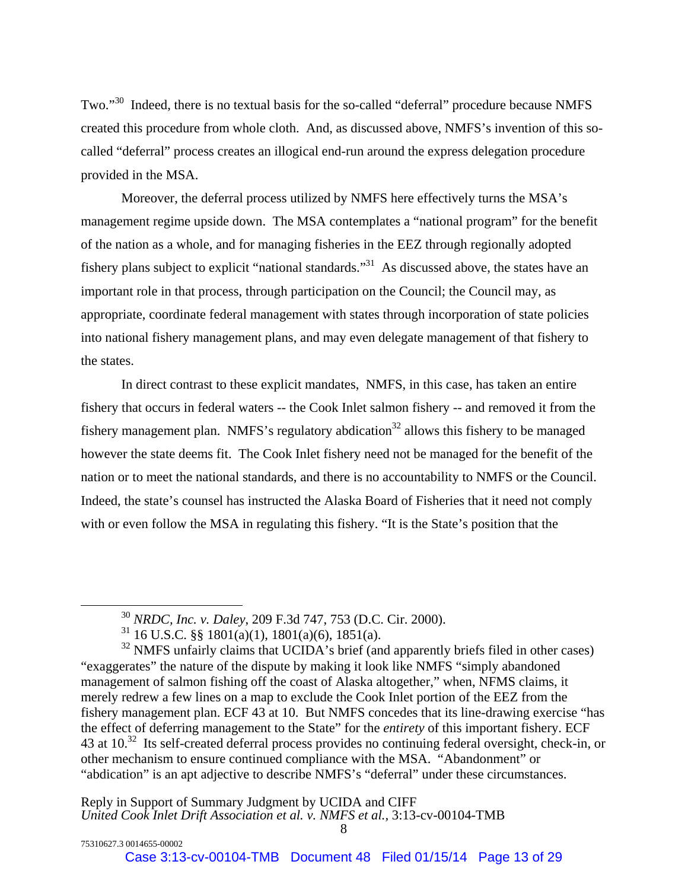Two."[30] Indeed, there is no textual basis for the so-called "deferral" procedure because NMFS created this procedure from whole cloth. And, as discussed above, NMFS's invention of this so-called "deferral" process creates an illogical end-run around the express delegation procedure provided in the MSA.

Moreover, the deferral process utilized by NMFS here effectively turns the MSA's management regime upside down. The MSA contemplates a "national program" for the benefit of the nation as a whole, and for managing fisheries in the EEZ through regionally adopted fishery plans subject to explicit "national standards."[31] As discussed above, the states have an important role in that process, through participation on the Council; the Council may, as appropriate, coordinate federal management with states through incorporation of state policies into national fishery management plans, and may even delegate management of that fishery to the states.

In direct contrast to these explicit mandates, NMFS, in this case, has taken an entire fishery that occurs in federal waters -- the Cook Inlet salmon fishery -- and removed it from the fishery management plan. NMFS's regulatory abdication[32] allows this fishery to be managed however the state deems fit. The Cook Inlet fishery need not be managed for the benefit of the nation or to meet the national standards, and there is no accountability to NMFS or the Council. Indeed, the state's counsel has instructed the Alaska Board of Fisheries that it need not comply with or even follow the MSA in regulating this fishery. "It is the State's position that the

---

[30] *NRDC, Inc. v. Daley*, 209 F.3d 747, 753 (D.C. Cir. 2000).

[31] 16 U.S.C. §§ 1801(a)(1), 1801(a)(6), 1851(a).

[32] NMFS unfairly claims that UCIDA's brief (and apparently briefs filed in other cases) "exaggerates" the nature of the dispute by making it look like NMFS "simply abandoned management of salmon fishing off the coast of Alaska altogether," when, NFMS claims, it merely redrew a few lines on a map to exclude the Cook Inlet portion of the EEZ from the fishery management plan. ECF 43 at 10. But NMFS concedes that its line-drawing exercise "has the effect of deferring management to the State" for the *entirety* of this important fishery. ECF 43 at 10.[32] Its self-created deferral process provides no continuing federal oversight, check-in, or other mechanism to ensure continued compliance with the MSA. "Abandonment" or "abdication" is an apt adjective to describe NMFS's "deferral" under these circumstances.

Reply in Support of Summary Judgment by UCIDA and CIFF
*United Cook Inlet Drift Association et al. v. NMFS et al.*, 3:13-cv-00104-TMB

75310627.3 0014655-00002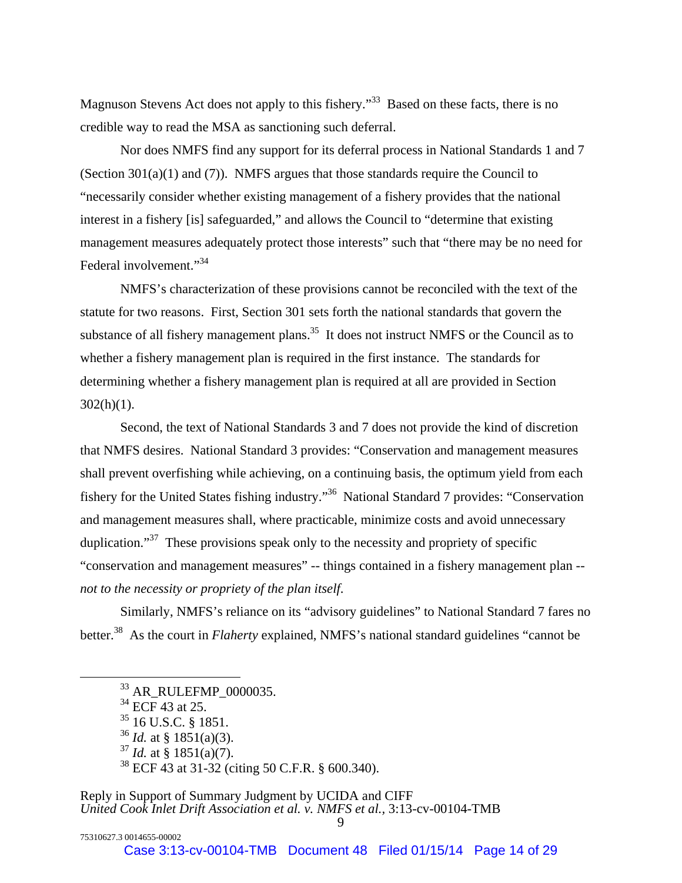Magnuson Stevens Act does not apply to this fishery."[33] Based on these facts, there is no credible way to read the MSA as sanctioning such deferral.

Nor does NMFS find any support for its deferral process in National Standards 1 and 7 (Section 301(a)(1) and (7)). NMFS argues that those standards require the Council to "necessarily consider whether existing management of a fishery provides that the national interest in a fishery [is] safeguarded," and allows the Council to "determine that existing management measures adequately protect those interests" such that "there may be no need for Federal involvement."[34]

NMFS's characterization of these provisions cannot be reconciled with the text of the statute for two reasons. First, Section 301 sets forth the national standards that govern the substance of all fishery management plans.[35] It does not instruct NMFS or the Council as to whether a fishery management plan is required in the first instance. The standards for determining whether a fishery management plan is required at all are provided in Section 302(h)(1).

Second, the text of National Standards 3 and 7 does not provide the kind of discretion that NMFS desires. National Standard 3 provides: "Conservation and management measures shall prevent overfishing while achieving, on a continuing basis, the optimum yield from each fishery for the United States fishing industry."[36] National Standard 7 provides: "Conservation and management measures shall, where practicable, minimize costs and avoid unnecessary duplication."[37] These provisions speak only to the necessity and propriety of specific "conservation and management measures" -- things contained in a fishery management plan -- *not to the necessity or propriety of the plan itself.*

Similarly, NMFS's reliance on its "advisory guidelines" to National Standard 7 fares no better.[38] As the court in *Flaherty* explained, NMFS's national standard guidelines "cannot be

---

[33] AR_RULEFMP_0000035.

[34] ECF 43 at 25.

[35] 16 U.S.C. § 1851.

[36] *Id.* at § 1851(a)(3).

[37] *Id.* at § 1851(a)(7).

[38] ECF 43 at 31-32 (citing 50 C.F.R. § 600.340).

Reply in Support of Summary Judgment by UCIDA and CIFF
*United Cook Inlet Drift Association et al. v. NMFS et al.,* 3:13-cv-00104-TMB

75310627.3 0014655-00002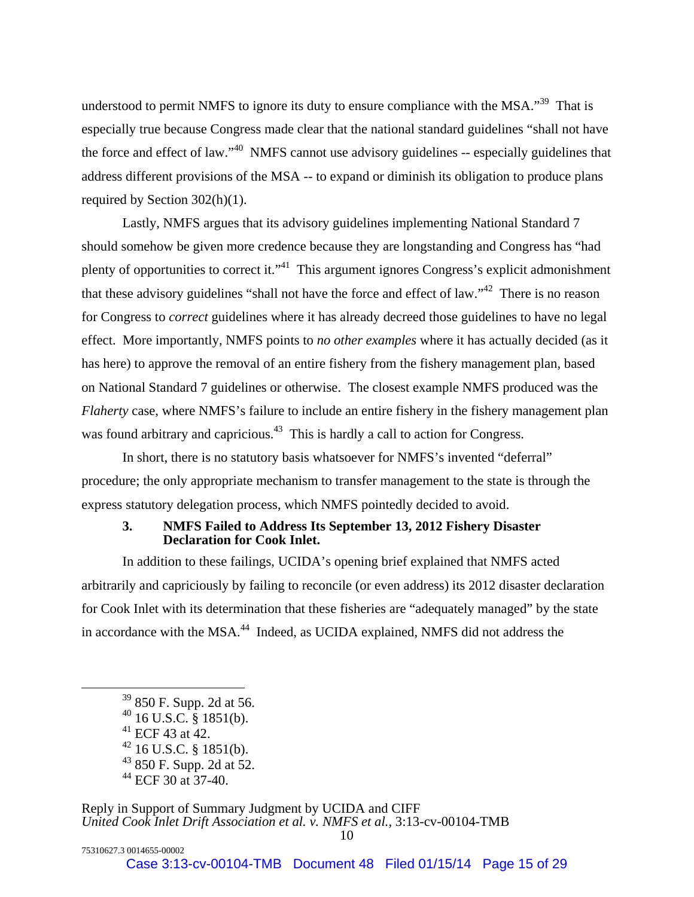understood to permit NMFS to ignore its duty to ensure compliance with the MSA."[39] That is especially true because Congress made clear that the national standard guidelines "shall not have the force and effect of law."[40] NMFS cannot use advisory guidelines -- especially guidelines that address different provisions of the MSA -- to expand or diminish its obligation to produce plans required by Section 302(h)(1).

Lastly, NMFS argues that its advisory guidelines implementing National Standard 7 should somehow be given more credence because they are longstanding and Congress has "had plenty of opportunities to correct it."[41] This argument ignores Congress's explicit admonishment that these advisory guidelines "shall not have the force and effect of law."[42] There is no reason for Congress to *correct* guidelines where it has already decreed those guidelines to have no legal effect. More importantly, NMFS points to *no other examples* where it has actually decided (as it has here) to approve the removal of an entire fishery from the fishery management plan, based on National Standard 7 guidelines or otherwise. The closest example NMFS produced was the *Flaherty* case, where NMFS's failure to include an entire fishery in the fishery management plan was found arbitrary and capricious.[43] This is hardly a call to action for Congress.

In short, there is no statutory basis whatsoever for NMFS's invented "deferral" procedure; the only appropriate mechanism to transfer management to the state is through the express statutory delegation process, which NMFS pointedly decided to avoid.

### 3. NMFS Failed to Address Its September 13, 2012 Fishery Disaster Declaration for Cook Inlet.

In addition to these failings, UCIDA's opening brief explained that NMFS acted arbitrarily and capriciously by failing to reconcile (or even address) its 2012 disaster declaration for Cook Inlet with its determination that these fisheries are "adequately managed" by the state in accordance with the MSA.[44] Indeed, as UCIDA explained, NMFS did not address the

---

[39] 850 F. Supp. 2d at 56.

[40] 16 U.S.C. § 1851(b).

[41] ECF 43 at 42.

[42] 16 U.S.C. § 1851(b).

[43] 850 F. Supp. 2d at 52.

[44] ECF 30 at 37-40.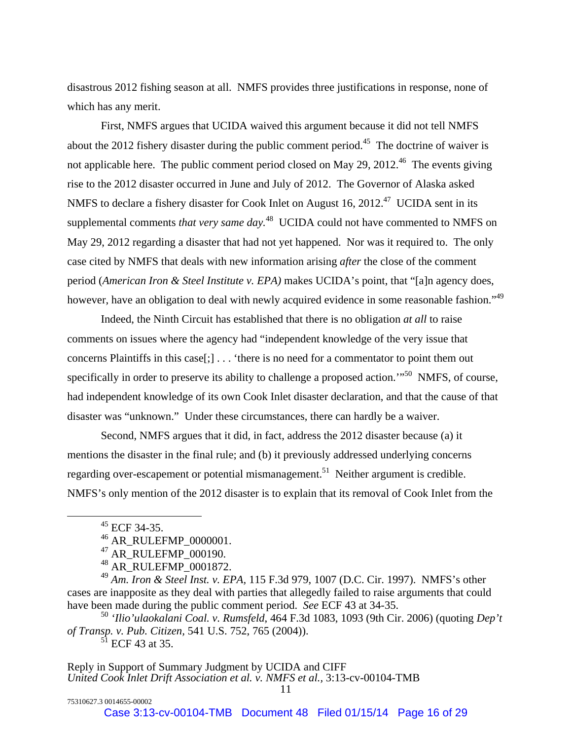disastrous 2012 fishing season at all. NMFS provides three justifications in response, none of which has any merit.

First, NMFS argues that UCIDA waived this argument because it did not tell NMFS about the 2012 fishery disaster during the public comment period.[45] The doctrine of waiver is not applicable here. The public comment period closed on May 29, 2012.[46] The events giving rise to the 2012 disaster occurred in June and July of 2012. The Governor of Alaska asked NMFS to declare a fishery disaster for Cook Inlet on August 16, 2012.[47] UCIDA sent in its supplemental comments *that very same day.*[48] UCIDA could not have commented to NMFS on May 29, 2012 regarding a disaster that had not yet happened. Nor was it required to. The only case cited by NMFS that deals with new information arising *after* the close of the comment period (*American Iron & Steel Institute v. EPA)* makes UCIDA's point, that "[a]n agency does, however, have an obligation to deal with newly acquired evidence in some reasonable fashion."[49]

Indeed, the Ninth Circuit has established that there is no obligation *at all* to raise comments on issues where the agency had "independent knowledge of the very issue that concerns Plaintiffs in this case[;] . . . 'there is no need for a commentator to point them out specifically in order to preserve its ability to challenge a proposed action.'"[50] NMFS, of course, had independent knowledge of its own Cook Inlet disaster declaration, and that the cause of that disaster was "unknown." Under these circumstances, there can hardly be a waiver.

Second, NMFS argues that it did, in fact, address the 2012 disaster because (a) it mentions the disaster in the final rule; and (b) it previously addressed underlying concerns regarding over-escapement or potential mismanagement.[51] Neither argument is credible. NMFS's only mention of the 2012 disaster is to explain that its removal of Cook Inlet from the

---

[45] ECF 34-35.

[46] AR_RULEFMP_0000001.

[47] AR_RULEFMP_000190.

[48] AR_RULEFMP_0001872.

[49] *Am. Iron & Steel Inst. v. EPA*, 115 F.3d 979, 1007 (D.C. Cir. 1997). NMFS's other cases are inapposite as they deal with parties that allegedly failed to raise arguments that could have been made during the public comment period. *See* ECF 43 at 34-35.

[50] *'Ilio'ulaokalani Coal. v. Rumsfeld*, 464 F.3d 1083, 1093 (9th Cir. 2006) (quoting *Dep't of Transp. v. Pub. Citizen*, 541 U.S. 752, 765 (2004)).

[51] ECF 43 at 35.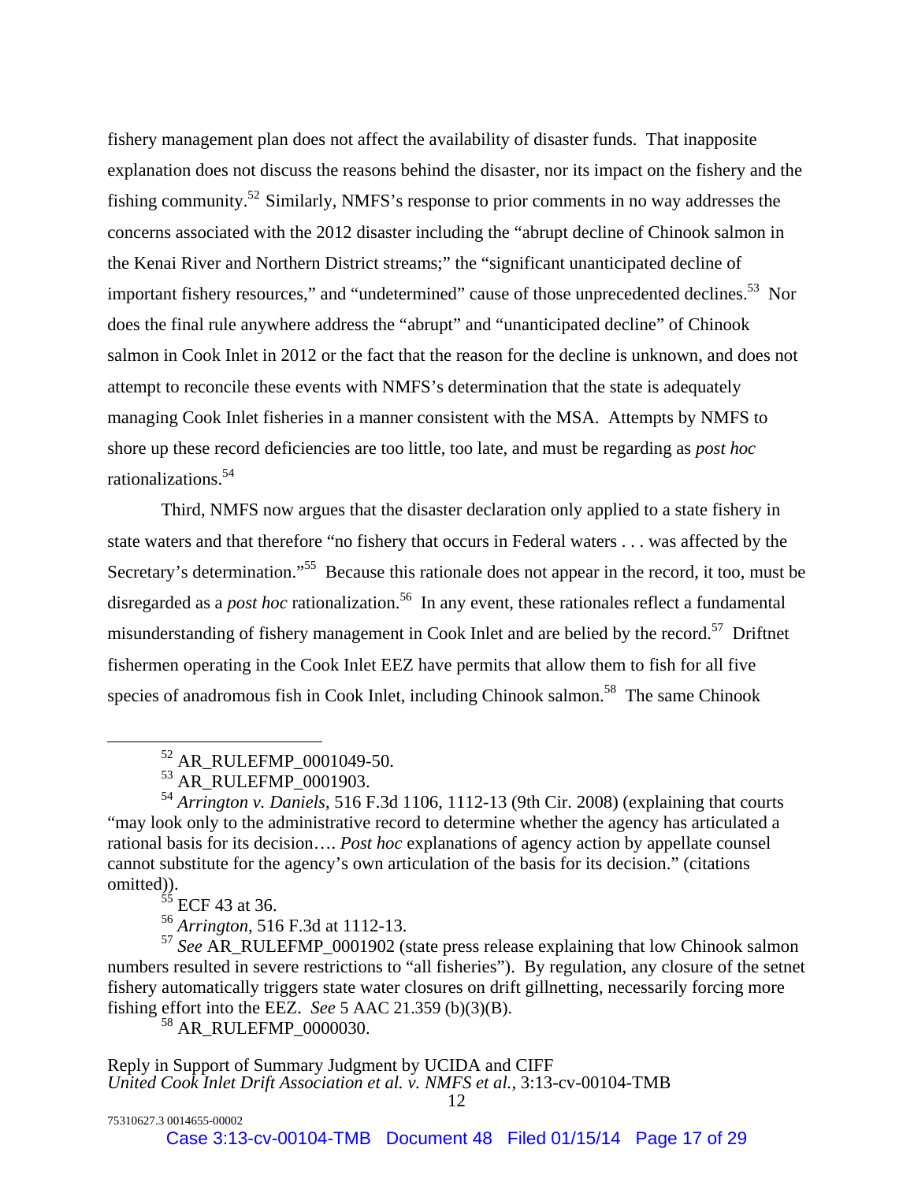fishery management plan does not affect the availability of disaster funds. That inapposite explanation does not discuss the reasons behind the disaster, nor its impact on the fishery and the fishing community.[52] Similarly, NMFS's response to prior comments in no way addresses the concerns associated with the 2012 disaster including the "abrupt decline of Chinook salmon in the Kenai River and Northern District streams;" the "significant unanticipated decline of important fishery resources," and "undetermined" cause of those unprecedented declines.[53] Nor does the final rule anywhere address the "abrupt" and "unanticipated decline" of Chinook salmon in Cook Inlet in 2012 or the fact that the reason for the decline is unknown, and does not attempt to reconcile these events with NMFS's determination that the state is adequately managing Cook Inlet fisheries in a manner consistent with the MSA. Attempts by NMFS to shore up these record deficiencies are too little, too late, and must be regarding as *post hoc* rationalizations.[54]

Third, NMFS now argues that the disaster declaration only applied to a state fishery in state waters and that therefore "no fishery that occurs in Federal waters . . . was affected by the Secretary's determination."[55] Because this rationale does not appear in the record, it too, must be disregarded as a *post hoc* rationalization.[56] In any event, these rationales reflect a fundamental misunderstanding of fishery management in Cook Inlet and are belied by the record.[57] Driftnet fishermen operating in the Cook Inlet EEZ have permits that allow them to fish for all five species of anadromous fish in Cook Inlet, including Chinook salmon.[58] The same Chinook

---

[52] AR_RULEFMP_0001049-50.

[53] AR_RULEFMP_0001903.

[54] *Arrington v. Daniels*, 516 F.3d 1106, 1112-13 (9th Cir. 2008) (explaining that courts "may look only to the administrative record to determine whether the agency has articulated a rational basis for its decision…. *Post hoc* explanations of agency action by appellate counsel cannot substitute for the agency's own articulation of the basis for its decision." (citations omitted)).

[55] ECF 43 at 36.

[56] *Arrington*, 516 F.3d at 1112-13.

[57] *See* AR_RULEFMP_0001902 (state press release explaining that low Chinook salmon numbers resulted in severe restrictions to "all fisheries"). By regulation, any closure of the setnet fishery automatically triggers state water closures on drift gillnetting, necessarily forcing more fishing effort into the EEZ. *See* 5 AAC 21.359 (b)(3)(B).

[58] AR_RULEFMP_0000030.

Reply in Support of Summary Judgment by UCIDA and CIFF
*United Cook Inlet Drift Association et al. v. NMFS et al.*, 3:13-cv-00104-TMB

75310627.3 0014655-00002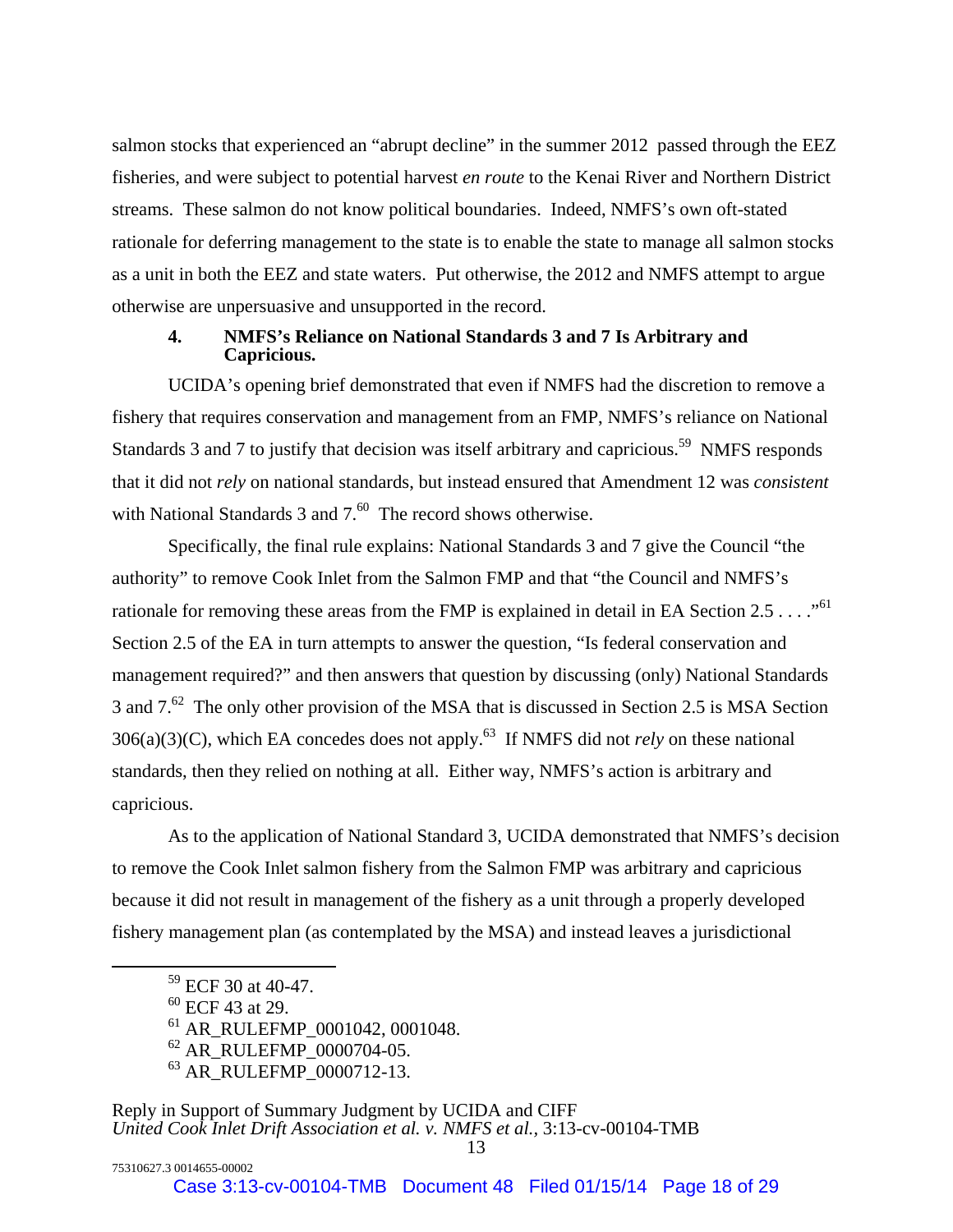salmon stocks that experienced an "abrupt decline" in the summer 2012 passed through the EEZ fisheries, and were subject to potential harvest *en route* to the Kenai River and Northern District streams. These salmon do not know political boundaries. Indeed, NMFS's own oft-stated rationale for deferring management to the state is to enable the state to manage all salmon stocks as a unit in both the EEZ and state waters. Put otherwise, the 2012 and NMFS attempt to argue otherwise are unpersuasive and unsupported in the record.

### 4. NMFS's Reliance on National Standards 3 and 7 Is Arbitrary and Capricious.

UCIDA's opening brief demonstrated that even if NMFS had the discretion to remove a fishery that requires conservation and management from an FMP, NMFS's reliance on National Standards 3 and 7 to justify that decision was itself arbitrary and capricious.[59] NMFS responds that it did not *rely* on national standards, but instead ensured that Amendment 12 was *consistent* with National Standards 3 and 7.[60] The record shows otherwise.

Specifically, the final rule explains: National Standards 3 and 7 give the Council "the authority" to remove Cook Inlet from the Salmon FMP and that "the Council and NMFS's rationale for removing these areas from the FMP is explained in detail in EA Section 2.5 . . . ."[61] Section 2.5 of the EA in turn attempts to answer the question, "Is federal conservation and management required?" and then answers that question by discussing (only) National Standards 3 and 7.[62] The only other provision of the MSA that is discussed in Section 2.5 is MSA Section 306(a)(3)(C), which EA concedes does not apply.[63] If NMFS did not *rely* on these national standards, then they relied on nothing at all. Either way, NMFS's action is arbitrary and capricious.

As to the application of National Standard 3, UCIDA demonstrated that NMFS's decision to remove the Cook Inlet salmon fishery from the Salmon FMP was arbitrary and capricious because it did not result in management of the fishery as a unit through a properly developed fishery management plan (as contemplated by the MSA) and instead leaves a jurisdictional

---

[59] ECF 30 at 40-47.

[60] ECF 43 at 29.

[61] AR_RULEFMP_0001042, 0001048.

[62] AR_RULEFMP_0000704-05.

[63] AR_RULEFMP_0000712-13.

Reply in Support of Summary Judgment by UCIDA and CIFF
*United Cook Inlet Drift Association et al. v. NMFS et al.,* 3:13-cv-00104-TMB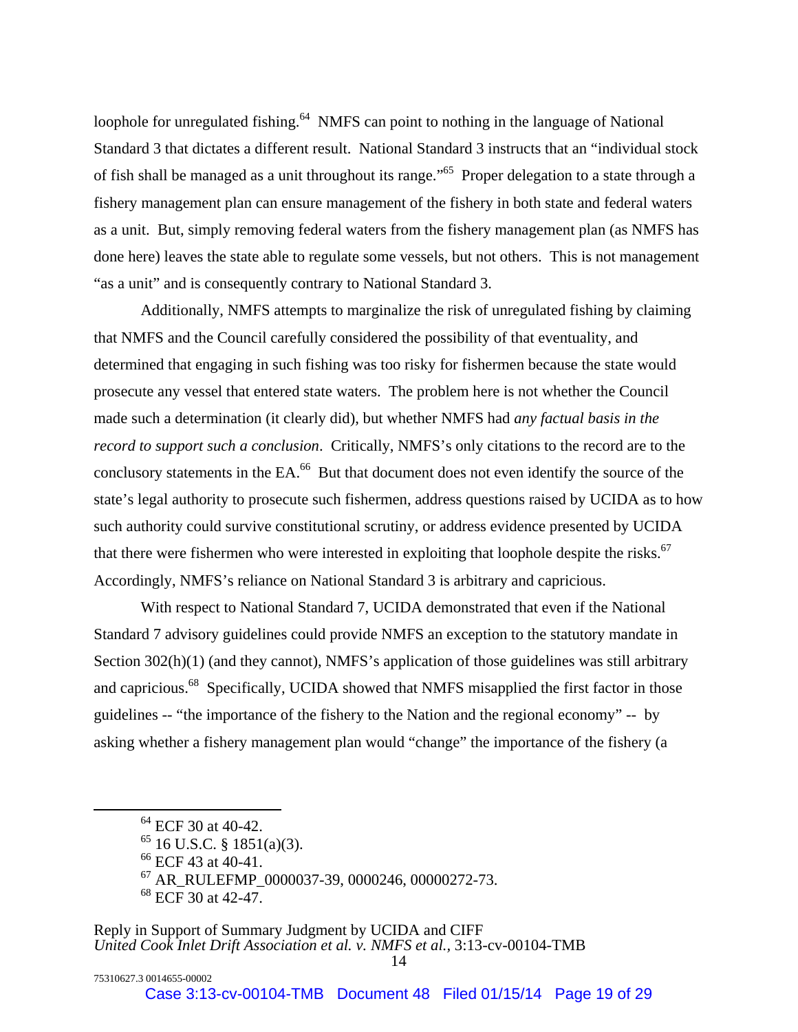loophole for unregulated fishing.[64] NMFS can point to nothing in the language of National Standard 3 that dictates a different result. National Standard 3 instructs that an "individual stock of fish shall be managed as a unit throughout its range."[65] Proper delegation to a state through a fishery management plan can ensure management of the fishery in both state and federal waters as a unit. But, simply removing federal waters from the fishery management plan (as NMFS has done here) leaves the state able to regulate some vessels, but not others. This is not management "as a unit" and is consequently contrary to National Standard 3.

Additionally, NMFS attempts to marginalize the risk of unregulated fishing by claiming that NMFS and the Council carefully considered the possibility of that eventuality, and determined that engaging in such fishing was too risky for fishermen because the state would prosecute any vessel that entered state waters. The problem here is not whether the Council made such a determination (it clearly did), but whether NMFS had *any factual basis in the record to support such a conclusion*. Critically, NMFS's only citations to the record are to the conclusory statements in the EA.[66] But that document does not even identify the source of the state's legal authority to prosecute such fishermen, address questions raised by UCIDA as to how such authority could survive constitutional scrutiny, or address evidence presented by UCIDA that there were fishermen who were interested in exploiting that loophole despite the risks.[67] Accordingly, NMFS's reliance on National Standard 3 is arbitrary and capricious.

With respect to National Standard 7, UCIDA demonstrated that even if the National Standard 7 advisory guidelines could provide NMFS an exception to the statutory mandate in Section 302(h)(1) (and they cannot), NMFS's application of those guidelines was still arbitrary and capricious.[68] Specifically, UCIDA showed that NMFS misapplied the first factor in those guidelines -- "the importance of the fishery to the Nation and the regional economy" -- by asking whether a fishery management plan would "change" the importance of the fishery (a

---

[64] ECF 30 at 40-42.

[65] 16 U.S.C. § 1851(a)(3).

[66] ECF 43 at 40-41.

[67] AR_RULEFMP_0000037-39, 0000246, 00000272-73.

[68] ECF 30 at 42-47.

Reply in Support of Summary Judgment by UCIDA and CIFF
*United Cook Inlet Drift Association et al. v. NMFS et al.*, 3:13-cv-00104-TMB

75310627.3 0014655-00002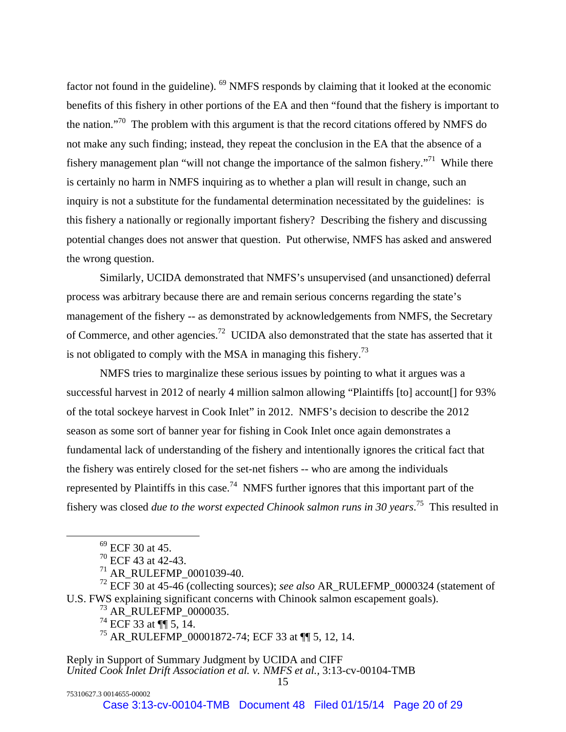factor not found in the guideline).[69] NMFS responds by claiming that it looked at the economic benefits of this fishery in other portions of the EA and then "found that the fishery is important to the nation."[70] The problem with this argument is that the record citations offered by NMFS do not make any such finding; instead, they repeat the conclusion in the EA that the absence of a fishery management plan "will not change the importance of the salmon fishery."[71] While there is certainly no harm in NMFS inquiring as to whether a plan will result in change, such an inquiry is not a substitute for the fundamental determination necessitated by the guidelines: is this fishery a nationally or regionally important fishery? Describing the fishery and discussing potential changes does not answer that question. Put otherwise, NMFS has asked and answered the wrong question.

Similarly, UCIDA demonstrated that NMFS's unsupervised (and unsanctioned) deferral process was arbitrary because there are and remain serious concerns regarding the state's management of the fishery -- as demonstrated by acknowledgements from NMFS, the Secretary of Commerce, and other agencies.[72] UCIDA also demonstrated that the state has asserted that it is not obligated to comply with the MSA in managing this fishery.[73]

NMFS tries to marginalize these serious issues by pointing to what it argues was a successful harvest in 2012 of nearly 4 million salmon allowing "Plaintiffs [to] account[] for 93% of the total sockeye harvest in Cook Inlet" in 2012. NMFS's decision to describe the 2012 season as some sort of banner year for fishing in Cook Inlet once again demonstrates a fundamental lack of understanding of the fishery and intentionally ignores the critical fact that the fishery was entirely closed for the set-net fishers -- who are among the individuals represented by Plaintiffs in this case.[74] NMFS further ignores that this important part of the fishery was closed *due to the worst expected Chinook salmon runs in 30 years*.[75] This resulted in

---

[69] ECF 30 at 45.

[70] ECF 43 at 42-43.

[71] AR_RULEFMP_0001039-40.

[72] ECF 30 at 45-46 (collecting sources); *see also* AR_RULEFMP_0000324 (statement of U.S. FWS explaining significant concerns with Chinook salmon escapement goals).

[73] AR_RULEFMP_0000035.

[74] ECF 33 at ¶¶ 5, 14.

[75] AR_RULEFMP_00001872-74; ECF 33 at ¶¶ 5, 12, 14.

Reply in Support of Summary Judgment by UCIDA and CIFF
*United Cook Inlet Drift Association et al. v. NMFS et al.*, 3:13-cv-00104-TMB

75310627.3 0014655-00002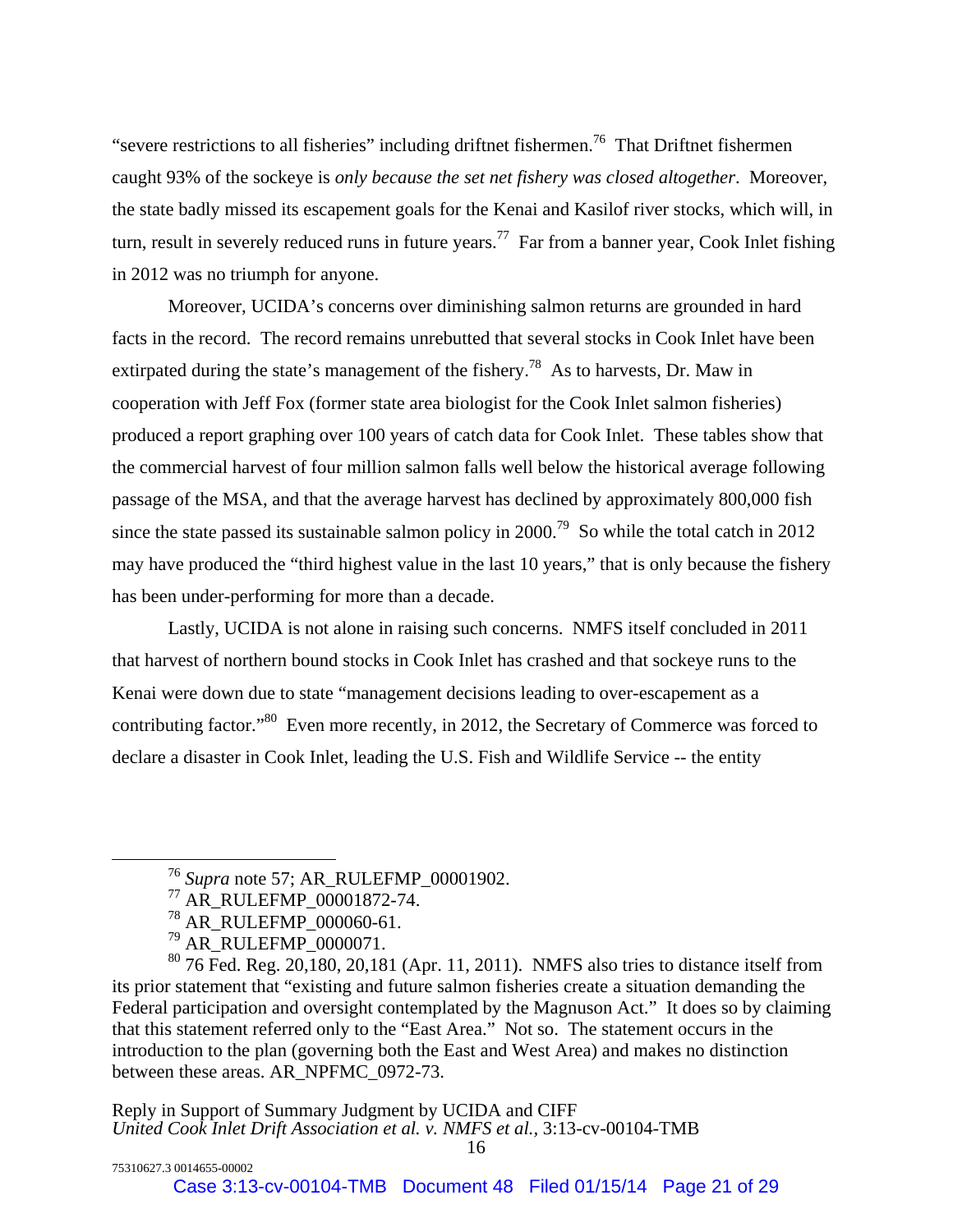"severe restrictions to all fisheries" including driftnet fishermen.[76] That Driftnet fishermen caught 93% of the sockeye is *only because the set net fishery was closed altogether*. Moreover, the state badly missed its escapement goals for the Kenai and Kasilof river stocks, which will, in turn, result in severely reduced runs in future years.[77] Far from a banner year, Cook Inlet fishing in 2012 was no triumph for anyone.

Moreover, UCIDA's concerns over diminishing salmon returns are grounded in hard facts in the record. The record remains unrebutted that several stocks in Cook Inlet have been extirpated during the state's management of the fishery.[78] As to harvests, Dr. Maw in cooperation with Jeff Fox (former state area biologist for the Cook Inlet salmon fisheries) produced a report graphing over 100 years of catch data for Cook Inlet. These tables show that the commercial harvest of four million salmon falls well below the historical average following passage of the MSA, and that the average harvest has declined by approximately 800,000 fish since the state passed its sustainable salmon policy in 2000.[79] So while the total catch in 2012 may have produced the "third highest value in the last 10 years," that is only because the fishery has been under-performing for more than a decade.

Lastly, UCIDA is not alone in raising such concerns. NMFS itself concluded in 2011 that harvest of northern bound stocks in Cook Inlet has crashed and that sockeye runs to the Kenai were down due to state "management decisions leading to over-escapement as a contributing factor."[80] Even more recently, in 2012, the Secretary of Commerce was forced to declare a disaster in Cook Inlet, leading the U.S. Fish and Wildlife Service -- the entity

---

[76] *Supra* note 57; AR_RULEFMP_00001902.

[77] AR_RULEFMP_00001872-74.

[78] AR_RULEFMP_000060-61.

[79] AR_RULEFMP_0000071.

[80] 76 Fed. Reg. 20,180, 20,181 (Apr. 11, 2011). NMFS also tries to distance itself from its prior statement that "existing and future salmon fisheries create a situation demanding the Federal participation and oversight contemplated by the Magnuson Act." It does so by claiming that this statement referred only to the "East Area." Not so. The statement occurs in the introduction to the plan (governing both the East and West Area) and makes no distinction between these areas. AR_NPFMC_0972-73.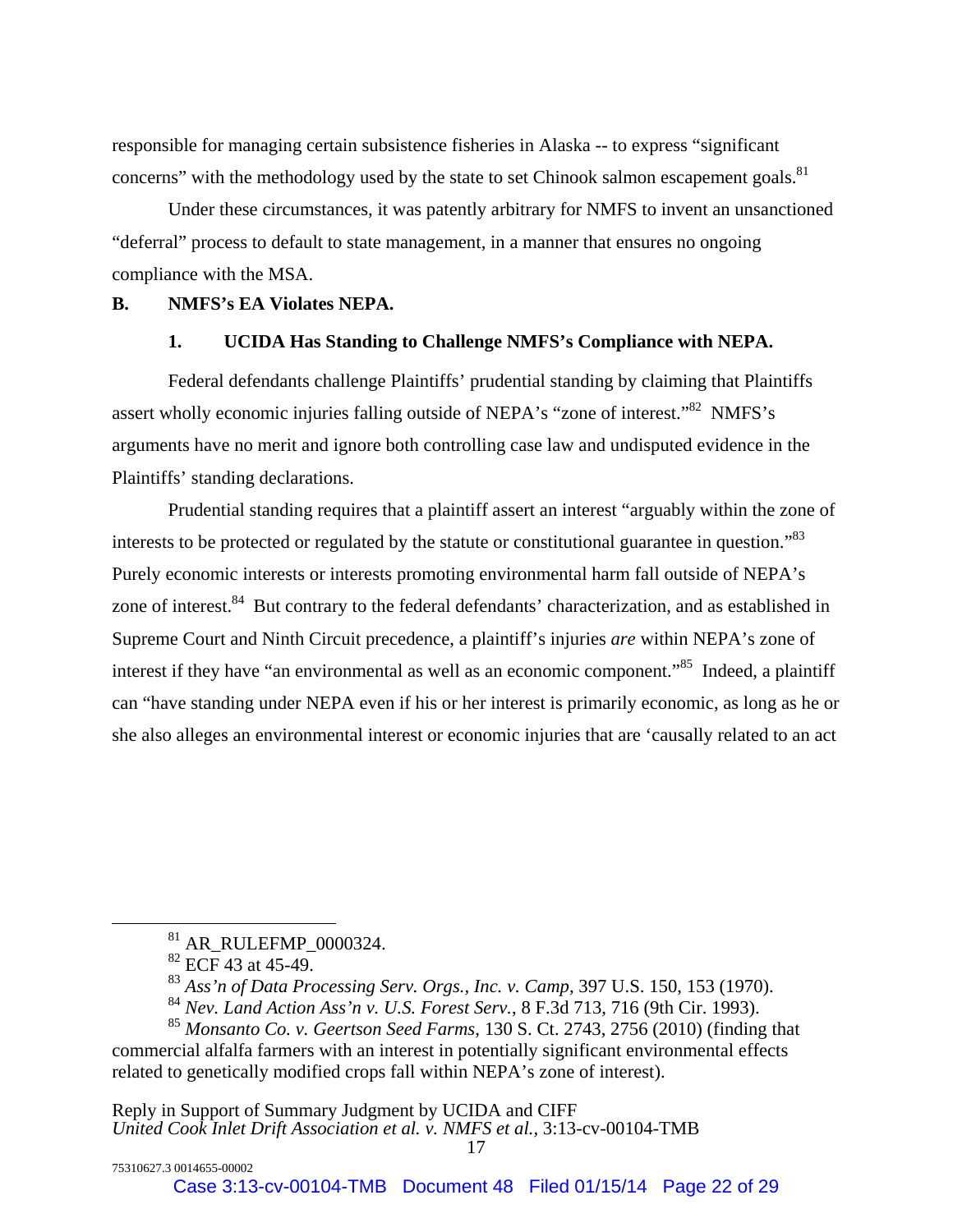responsible for managing certain subsistence fisheries in Alaska -- to express "significant concerns" with the methodology used by the state to set Chinook salmon escapement goals.[81]

Under these circumstances, it was patently arbitrary for NMFS to invent an unsanctioned "deferral" process to default to state management, in a manner that ensures no ongoing compliance with the MSA.

**B. NMFS's EA Violates NEPA.**

**1. UCIDA Has Standing to Challenge NMFS's Compliance with NEPA.**

Federal defendants challenge Plaintiffs' prudential standing by claiming that Plaintiffs assert wholly economic injuries falling outside of NEPA's "zone of interest."[82] NMFS's arguments have no merit and ignore both controlling case law and undisputed evidence in the Plaintiffs' standing declarations.

Prudential standing requires that a plaintiff assert an interest "arguably within the zone of interests to be protected or regulated by the statute or constitutional guarantee in question."[83] Purely economic interests or interests promoting environmental harm fall outside of NEPA's zone of interest.[84] But contrary to the federal defendants' characterization, and as established in Supreme Court and Ninth Circuit precedence, a plaintiff's injuries *are* within NEPA's zone of interest if they have "an environmental as well as an economic component."[85] Indeed, a plaintiff can "have standing under NEPA even if his or her interest is primarily economic, as long as he or she also alleges an environmental interest or economic injuries that are 'causally related to an act

---

[81] AR_RULEFMP_0000324.

[82] ECF 43 at 45-49.

[83] *Ass'n of Data Processing Serv. Orgs., Inc. v. Camp*, 397 U.S. 150, 153 (1970).

[84] *Nev. Land Action Ass'n v. U.S. Forest Serv.*, 8 F.3d 713, 716 (9th Cir. 1993).

[85] *Monsanto Co. v. Geertson Seed Farms*, 130 S. Ct. 2743, 2756 (2010) (finding that commercial alfalfa farmers with an interest in potentially significant environmental effects related to genetically modified crops fall within NEPA's zone of interest).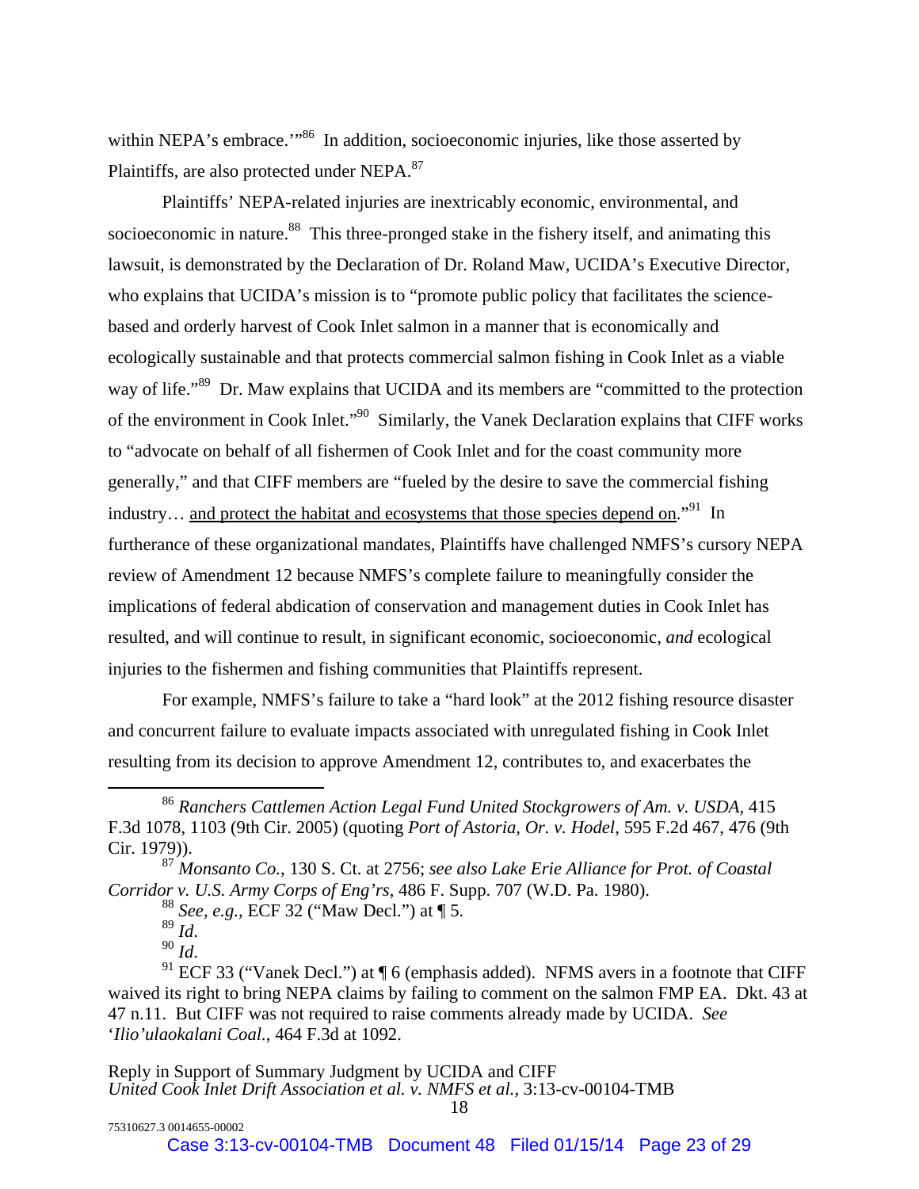within NEPA's embrace.'"[86] In addition, socioeconomic injuries, like those asserted by Plaintiffs, are also protected under NEPA.[87]

Plaintiffs' NEPA-related injuries are inextricably economic, environmental, and socioeconomic in nature.[88] This three-pronged stake in the fishery itself, and animating this lawsuit, is demonstrated by the Declaration of Dr. Roland Maw, UCIDA's Executive Director, who explains that UCIDA's mission is to "promote public policy that facilitates the science-based and orderly harvest of Cook Inlet salmon in a manner that is economically and ecologically sustainable and that protects commercial salmon fishing in Cook Inlet as a viable way of life."[89] Dr. Maw explains that UCIDA and its members are "committed to the protection of the environment in Cook Inlet."[90] Similarly, the Vanek Declaration explains that CIFF works to "advocate on behalf of all fishermen of Cook Inlet and for the coast community more generally," and that CIFF members are "fueled by the desire to save the commercial fishing industry… <u>and protect the habitat and ecosystems that those species depend on</u>."[91] In furtherance of these organizational mandates, Plaintiffs have challenged NMFS's cursory NEPA review of Amendment 12 because NMFS's complete failure to meaningfully consider the implications of federal abdication of conservation and management duties in Cook Inlet has resulted, and will continue to result, in significant economic, socioeconomic, *and* ecological injuries to the fishermen and fishing communities that Plaintiffs represent.

For example, NMFS's failure to take a "hard look" at the 2012 fishing resource disaster and concurrent failure to evaluate impacts associated with unregulated fishing in Cook Inlet resulting from its decision to approve Amendment 12, contributes to, and exacerbates the

---

[86] *Ranchers Cattlemen Action Legal Fund United Stockgrowers of Am. v. USDA*, 415 F.3d 1078, 1103 (9th Cir. 2005) (quoting *Port of Astoria, Or. v. Hodel*, 595 F.2d 467, 476 (9th Cir. 1979)).

[87] *Monsanto Co.*, 130 S. Ct. at 2756; *see also Lake Erie Alliance for Prot. of Coastal Corridor v. U.S. Army Corps of Eng'rs*, 486 F. Supp. 707 (W.D. Pa. 1980).

[88] *See, e.g.*, ECF 32 ("Maw Decl.") at ¶ 5.

[89] *Id.*

[90] *Id.*

[91] ECF 33 ("Vanek Decl.") at ¶ 6 (emphasis added). NFMS avers in a footnote that CIFF waived its right to bring NEPA claims by failing to comment on the salmon FMP EA. Dkt. 43 at 47 n.11. But CIFF was not required to raise comments already made by UCIDA. *See 'Ilio'ulaokalani Coal.*, 464 F.3d at 1092.

Reply in Support of Summary Judgment by UCIDA and CIFF
*United Cook Inlet Drift Association et al. v. NMFS et al.*, 3:13-cv-00104-TMB

75310627.3 0014655-00002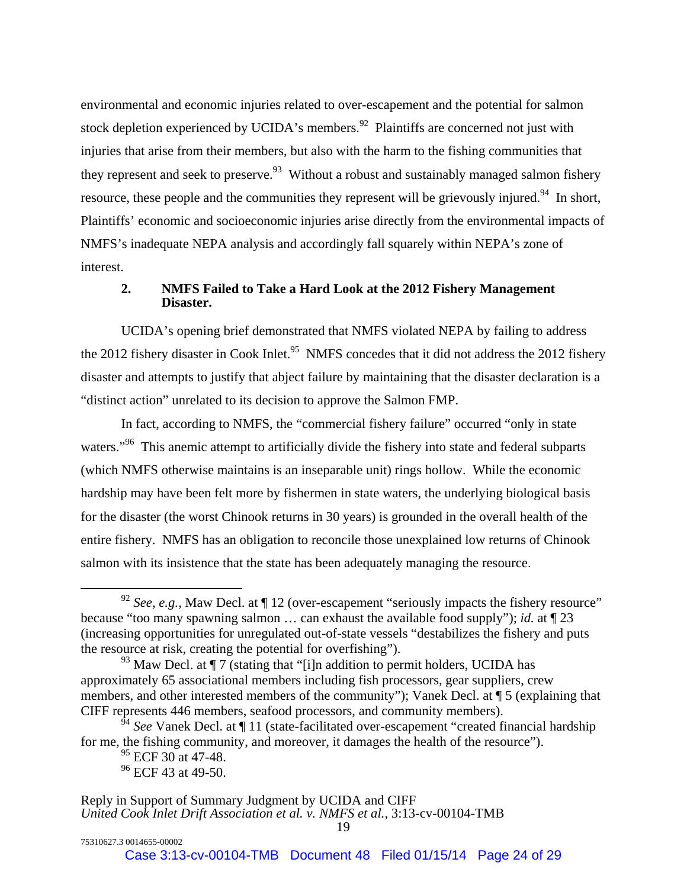environmental and economic injuries related to over-escapement and the potential for salmon stock depletion experienced by UCIDA's members.[92] Plaintiffs are concerned not just with injuries that arise from their members, but also with the harm to the fishing communities that they represent and seek to preserve.[93] Without a robust and sustainably managed salmon fishery resource, these people and the communities they represent will be grievously injured.[94] In short, Plaintiffs' economic and socioeconomic injuries arise directly from the environmental impacts of NMFS's inadequate NEPA analysis and accordingly fall squarely within NEPA's zone of interest.

### 2. NMFS Failed to Take a Hard Look at the 2012 Fishery Management Disaster.

UCIDA's opening brief demonstrated that NMFS violated NEPA by failing to address the 2012 fishery disaster in Cook Inlet.[95] NMFS concedes that it did not address the 2012 fishery disaster and attempts to justify that abject failure by maintaining that the disaster declaration is a "distinct action" unrelated to its decision to approve the Salmon FMP.

In fact, according to NMFS, the "commercial fishery failure" occurred "only in state waters."[96] This anemic attempt to artificially divide the fishery into state and federal subparts (which NMFS otherwise maintains is an inseparable unit) rings hollow. While the economic hardship may have been felt more by fishermen in state waters, the underlying biological basis for the disaster (the worst Chinook returns in 30 years) is grounded in the overall health of the entire fishery. NMFS has an obligation to reconcile those unexplained low returns of Chinook salmon with its insistence that the state has been adequately managing the resource.

---

[92] *See, e.g.*, Maw Decl. at ¶ 12 (over-escapement "seriously impacts the fishery resource" because "too many spawning salmon … can exhaust the available food supply"); *id.* at ¶ 23 (increasing opportunities for unregulated out-of-state vessels "destabilizes the fishery and puts the resource at risk, creating the potential for overfishing").

[93] Maw Decl. at ¶ 7 (stating that "[i]n addition to permit holders, UCIDA has approximately 65 associational members including fish processors, gear suppliers, crew members, and other interested members of the community"); Vanek Decl. at ¶ 5 (explaining that CIFF represents 446 members, seafood processors, and community members).

[94] *See* Vanek Decl. at ¶ 11 (state-facilitated over-escapement "created financial hardship for me, the fishing community, and moreover, it damages the health of the resource").

[95] ECF 30 at 47-48.

[96] ECF 43 at 49-50.

Reply in Support of Summary Judgment by UCIDA and CIFF
*United Cook Inlet Drift Association et al. v. NMFS et al.*, 3:13-cv-00104-TMB

75310627.3 0014655-00002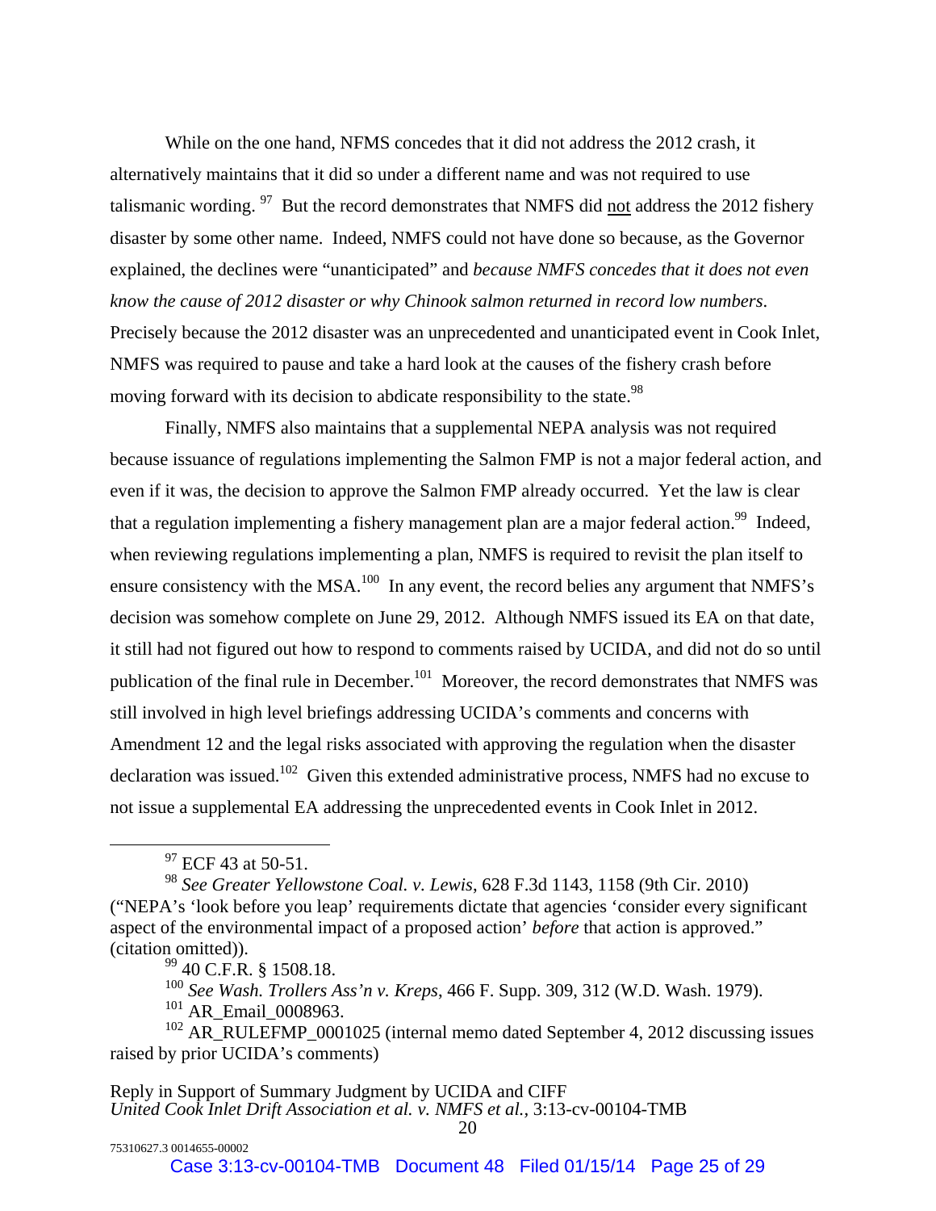While on the one hand, NFMS concedes that it did not address the 2012 crash, it alternatively maintains that it did so under a different name and was not required to use talismanic wording. [97] But the record demonstrates that NMFS did <u>not</u> address the 2012 fishery disaster by some other name. Indeed, NMFS could not have done so because, as the Governor explained, the declines were "unanticipated" and *because NMFS concedes that it does not even know the cause of 2012 disaster or why Chinook salmon returned in record low numbers*. Precisely because the 2012 disaster was an unprecedented and unanticipated event in Cook Inlet, NMFS was required to pause and take a hard look at the causes of the fishery crash before moving forward with its decision to abdicate responsibility to the state.[98]

Finally, NMFS also maintains that a supplemental NEPA analysis was not required because issuance of regulations implementing the Salmon FMP is not a major federal action, and even if it was, the decision to approve the Salmon FMP already occurred. Yet the law is clear that a regulation implementing a fishery management plan are a major federal action.[99] Indeed, when reviewing regulations implementing a plan, NMFS is required to revisit the plan itself to ensure consistency with the MSA.[100] In any event, the record belies any argument that NMFS's decision was somehow complete on June 29, 2012. Although NMFS issued its EA on that date, it still had not figured out how to respond to comments raised by UCIDA, and did not do so until publication of the final rule in December.[101] Moreover, the record demonstrates that NMFS was still involved in high level briefings addressing UCIDA's comments and concerns with Amendment 12 and the legal risks associated with approving the regulation when the disaster declaration was issued.[102] Given this extended administrative process, NMFS had no excuse to not issue a supplemental EA addressing the unprecedented events in Cook Inlet in 2012.

---

[97] ECF 43 at 50-51.

[98] *See Greater Yellowstone Coal. v. Lewis*, 628 F.3d 1143, 1158 (9th Cir. 2010) ("NEPA's 'look before you leap' requirements dictate that agencies 'consider every significant aspect of the environmental impact of a proposed action' *before* that action is approved." (citation omitted)).

[99] 40 C.F.R. § 1508.18.

[100] *See Wash. Trollers Ass'n v. Kreps*, 466 F. Supp. 309, 312 (W.D. Wash. 1979).

[101] AR_Email_0008963.

[102] AR_RULEFMP_0001025 (internal memo dated September 4, 2012 discussing issues raised by prior UCIDA's comments)

Reply in Support of Summary Judgment by UCIDA and CIFF
*United Cook Inlet Drift Association et al. v. NMFS et al.*, 3:13-cv-00104-TMB

75310627.3 0014655-00002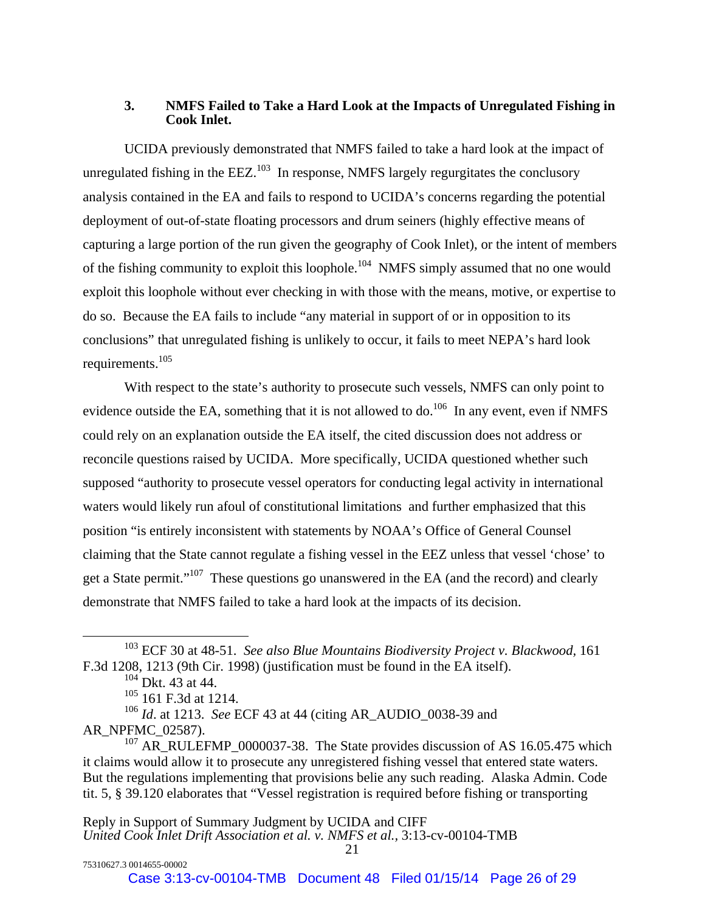### 3. NMFS Failed to Take a Hard Look at the Impacts of Unregulated Fishing in Cook Inlet.

UCIDA previously demonstrated that NMFS failed to take a hard look at the impact of unregulated fishing in the EEZ.[103] In response, NMFS largely regurgitates the conclusory analysis contained in the EA and fails to respond to UCIDA's concerns regarding the potential deployment of out-of-state floating processors and drum seiners (highly effective means of capturing a large portion of the run given the geography of Cook Inlet), or the intent of members of the fishing community to exploit this loophole.[104] NMFS simply assumed that no one would exploit this loophole without ever checking in with those with the means, motive, or expertise to do so. Because the EA fails to include "any material in support of or in opposition to its conclusions" that unregulated fishing is unlikely to occur, it fails to meet NEPA's hard look requirements.[105]

With respect to the state's authority to prosecute such vessels, NMFS can only point to evidence outside the EA, something that it is not allowed to do.[106] In any event, even if NMFS could rely on an explanation outside the EA itself, the cited discussion does not address or reconcile questions raised by UCIDA. More specifically, UCIDA questioned whether such supposed "authority to prosecute vessel operators for conducting legal activity in international waters would likely run afoul of constitutional limitations and further emphasized that this position "is entirely inconsistent with statements by NOAA's Office of General Counsel claiming that the State cannot regulate a fishing vessel in the EEZ unless that vessel 'chose' to get a State permit."[107] These questions go unanswered in the EA (and the record) and clearly demonstrate that NMFS failed to take a hard look at the impacts of its decision.

---

[103] ECF 30 at 48-51. *See also Blue Mountains Biodiversity Project v. Blackwood*, 161 F.3d 1208, 1213 (9th Cir. 1998) (justification must be found in the EA itself).

[104] Dkt. 43 at 44.

[105] 161 F.3d at 1214.

[106] *Id*. at 1213. *See* ECF 43 at 44 (citing AR_AUDIO_0038-39 and AR_NPFMC_02587).

[107] AR_RULEFMP_0000037-38. The State provides discussion of AS 16.05.475 which it claims would allow it to prosecute any unregistered fishing vessel that entered state waters. But the regulations implementing that provisions belie any such reading. Alaska Admin. Code tit. 5, § 39.120 elaborates that "Vessel registration is required before fishing or transporting

Reply in Support of Summary Judgment by UCIDA and CIFF
*United Cook Inlet Drift Association et al. v. NMFS et al.*, 3:13-cv-00104-TMB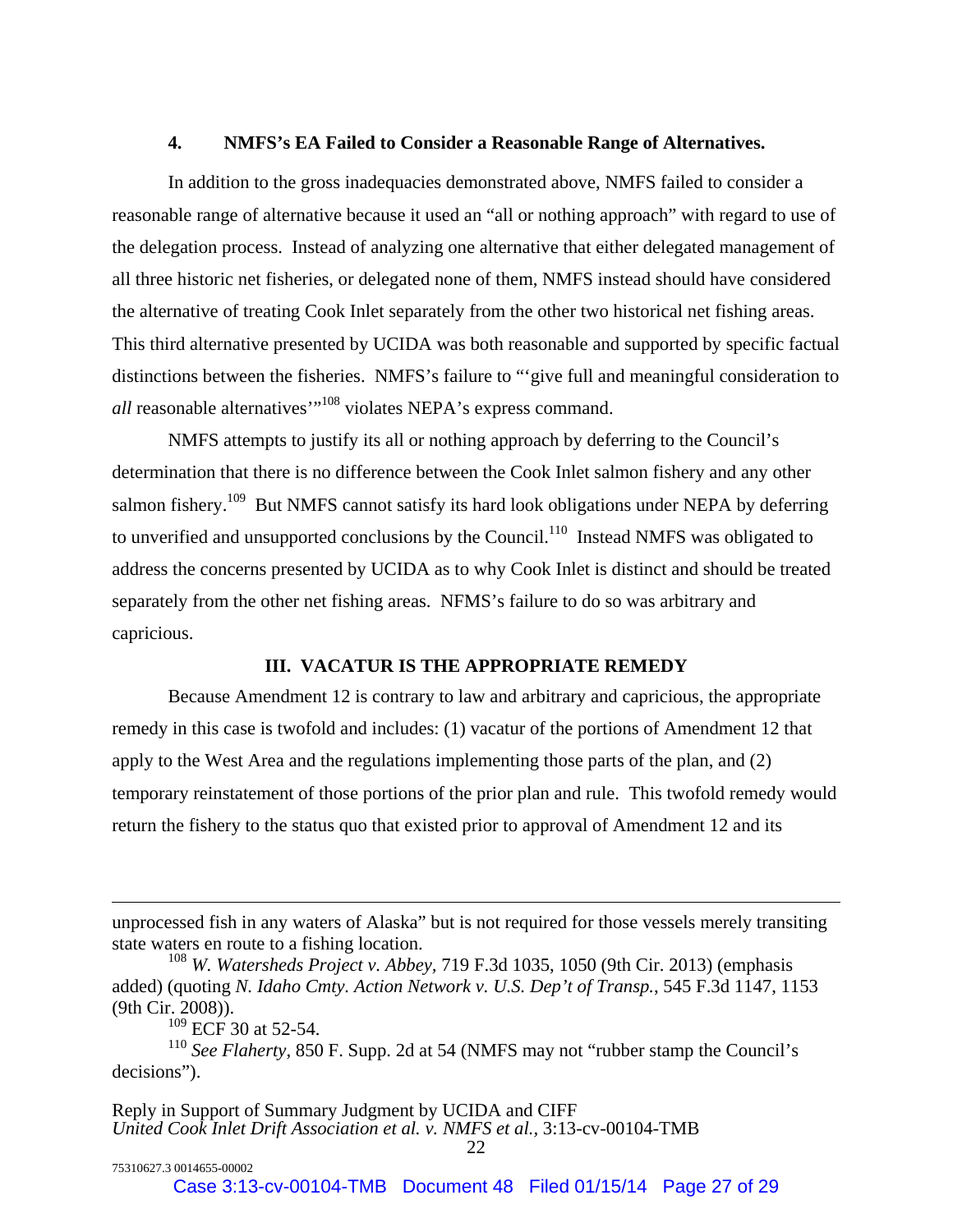#### 4. NMFS's EA Failed to Consider a Reasonable Range of Alternatives.

In addition to the gross inadequacies demonstrated above, NMFS failed to consider a reasonable range of alternative because it used an "all or nothing approach" with regard to use of the delegation process. Instead of analyzing one alternative that either delegated management of all three historic net fisheries, or delegated none of them, NMFS instead should have considered the alternative of treating Cook Inlet separately from the other two historical net fishing areas. This third alternative presented by UCIDA was both reasonable and supported by specific factual distinctions between the fisheries. NMFS's failure to "'give full and meaningful consideration to *all* reasonable alternatives'"[108] violates NEPA's express command.

NMFS attempts to justify its all or nothing approach by deferring to the Council's determination that there is no difference between the Cook Inlet salmon fishery and any other salmon fishery.[109] But NMFS cannot satisfy its hard look obligations under NEPA by deferring to unverified and unsupported conclusions by the Council.[110] Instead NMFS was obligated to address the concerns presented by UCIDA as to why Cook Inlet is distinct and should be treated separately from the other net fishing areas. NFMS's failure to do so was arbitrary and capricious.

### III. VACATUR IS THE APPROPRIATE REMEDY

Because Amendment 12 is contrary to law and arbitrary and capricious, the appropriate remedy in this case is twofold and includes: (1) vacatur of the portions of Amendment 12 that apply to the West Area and the regulations implementing those parts of the plan, and (2) temporary reinstatement of those portions of the prior plan and rule. This twofold remedy would return the fishery to the status quo that existed prior to approval of Amendment 12 and its

---

unprocessed fish in any waters of Alaska" but is not required for those vessels merely transiting state waters en route to a fishing location.

[108] *W. Watersheds Project v. Abbey*, 719 F.3d 1035, 1050 (9th Cir. 2013) (emphasis added) (quoting *N. Idaho Cmty. Action Network v. U.S. Dep't of Transp.*, 545 F.3d 1147, 1153 (9th Cir. 2008)).

[109] ECF 30 at 52-54.

[110] *See Flaherty*, 850 F. Supp. 2d at 54 (NMFS may not "rubber stamp the Council's decisions").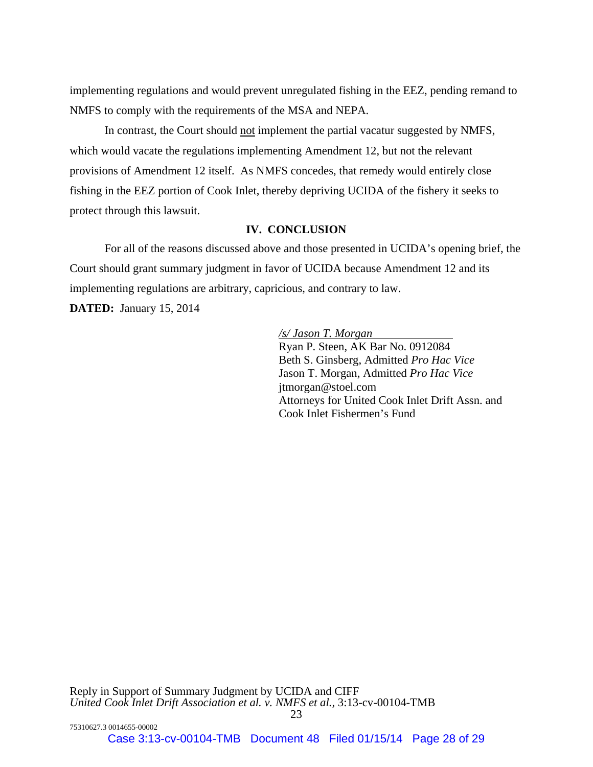implementing regulations and would prevent unregulated fishing in the EEZ, pending remand to NMFS to comply with the requirements of the MSA and NEPA.

In contrast, the Court should <u>not</u> implement the partial vacatur suggested by NMFS, which would vacate the regulations implementing Amendment 12, but not the relevant provisions of Amendment 12 itself. As NMFS concedes, that remedy would entirely close fishing in the EEZ portion of Cook Inlet, thereby depriving UCIDA of the fishery it seeks to protect through this lawsuit.

## IV. CONCLUSION

For all of the reasons discussed above and those presented in UCIDA's opening brief, the Court should grant summary judgment in favor of UCIDA because Amendment 12 and its implementing regulations are arbitrary, capricious, and contrary to law.

**DATED:** January 15, 2014

*/s/ Jason T. Morgan*
Ryan P. Steen, AK Bar No. 0912084
Beth S. Ginsberg, Admitted *Pro Hac Vice*
Jason T. Morgan, Admitted *Pro Hac Vice*
jtmorgan@stoel.com
Attorneys for United Cook Inlet Drift Assn. and Cook Inlet Fishermen's Fund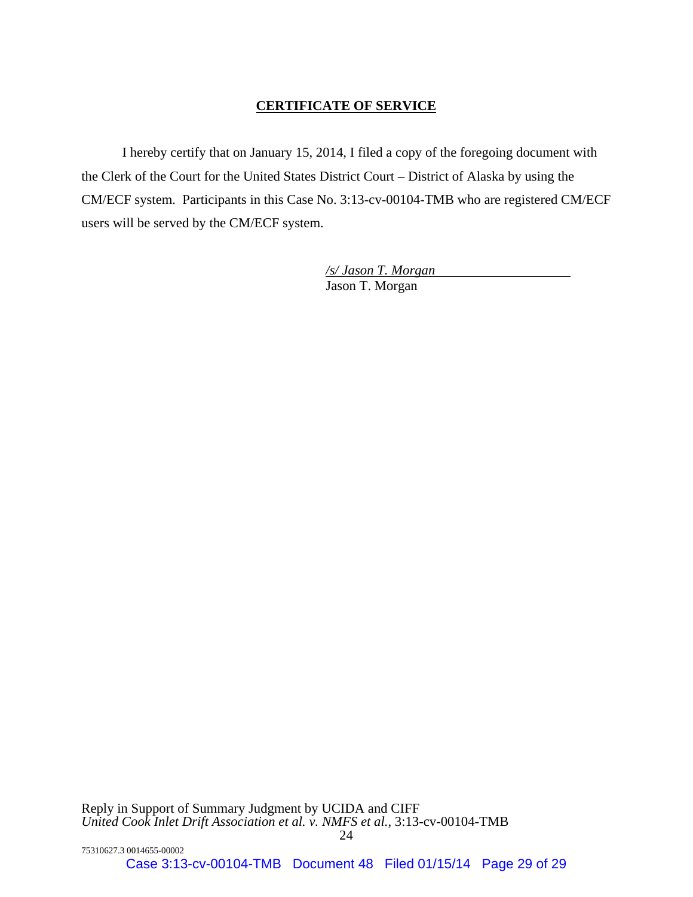**CERTIFICATE OF SERVICE**

I hereby certify that on January 15, 2014, I filed a copy of the foregoing document with the Clerk of the Court for the United States District Court – District of Alaska by using the CM/ECF system. Participants in this Case No. 3:13-cv-00104-TMB who are registered CM/ECF users will be served by the CM/ECF system.

*/s/ Jason T. Morgan*
Jason T. Morgan